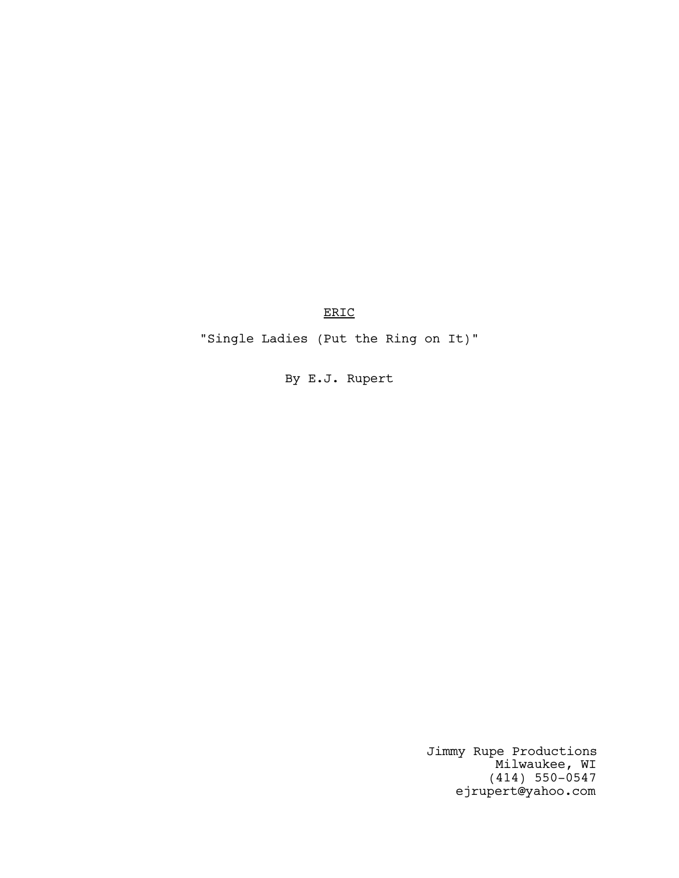# <u>ERIC</u>

"Single Ladies (Put the Ring on It)"

By E.J. Rupert

Jimmy Rupe Productions
Milwaukee, WI
(414) 550-0547
ejrupert@yahoo.com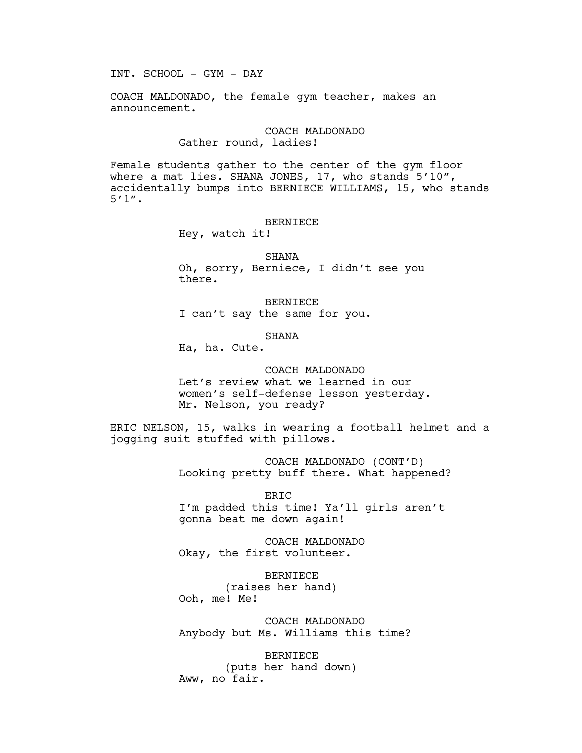INT. SCHOOL - GYM - DAY

COACH MALDONADO, the female gym teacher, makes an announcement.

COACH MALDONADO
Gather round, ladies!

Female students gather to the center of the gym floor where a mat lies. SHANA JONES, 17, who stands 5'10", accidentally bumps into BERNIECE WILLIAMS, 15, who stands 5'1".

BERNIECE
Hey, watch it!

SHANA
Oh, sorry, Berniece, I didn't see you there.

BERNIECE
I can't say the same for you.

SHANA
Ha, ha. Cute.

COACH MALDONADO
Let's review what we learned in our women's self-defense lesson yesterday. Mr. Nelson, you ready?

ERIC NELSON, 15, walks in wearing a football helmet and a jogging suit stuffed with pillows.

COACH MALDONADO (CONT'D)
Looking pretty buff there. What happened?

ERIC
I'm padded this time! Ya'll girls aren't gonna beat me down again!

COACH MALDONADO
Okay, the first volunteer.

BERNIECE
(raises her hand)
Ooh, me! Me!

COACH MALDONADO
Anybody <u>but</u> Ms. Williams this time?

BERNIECE
(puts her hand down)
Aww, no fair.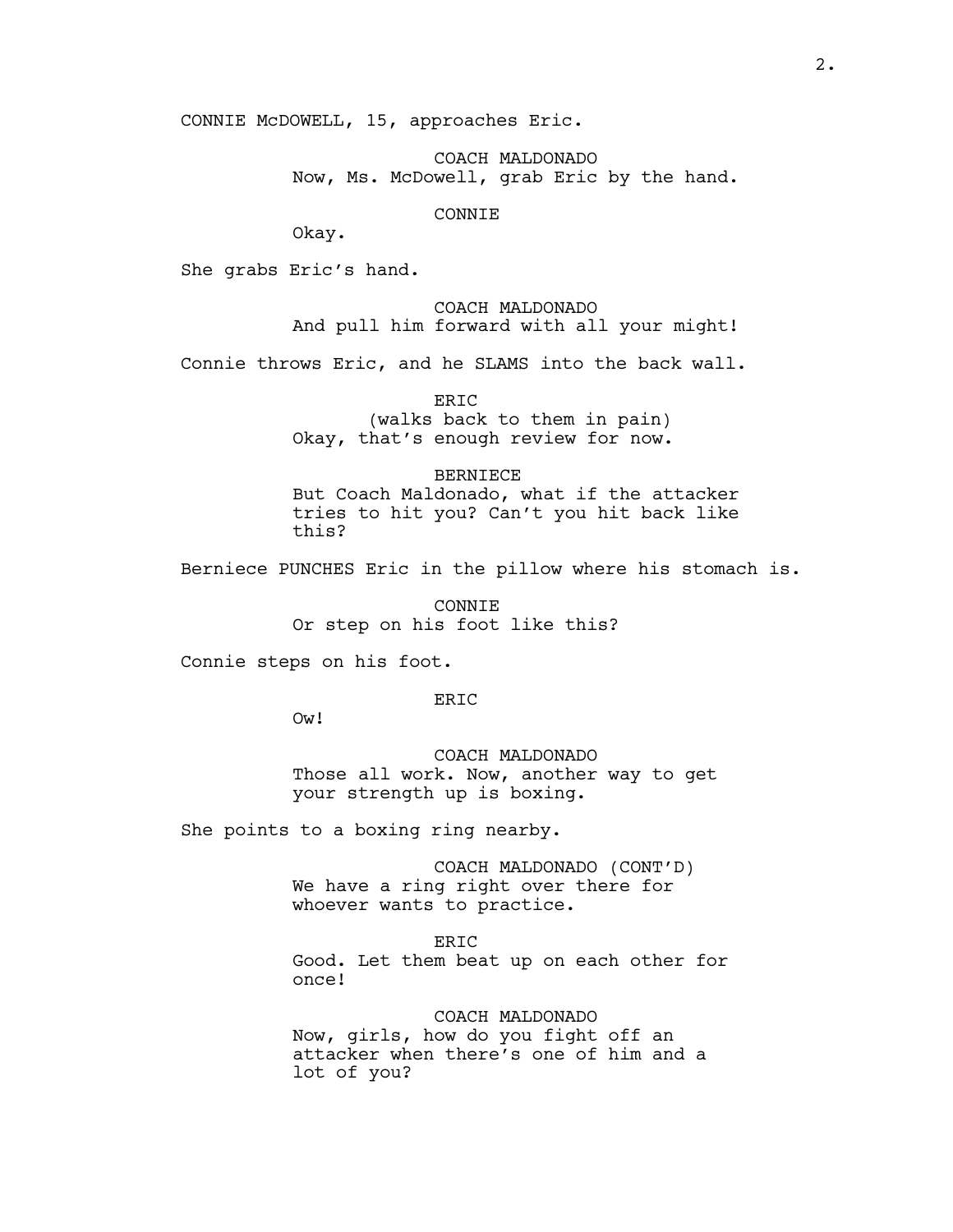CONNIE McDOWELL, 15, approaches Eric.

COACH MALDONADO
Now, Ms. McDowell, grab Eric by the hand.

CONNIE
Okay.

She grabs Eric's hand.

COACH MALDONADO
And pull him forward with all your might!

Connie throws Eric, and he SLAMS into the back wall.

ERIC
(walks back to them in pain)
Okay, that's enough review for now.

BERNIECE
But Coach Maldonado, what if the attacker tries to hit you? Can't you hit back like this?

Berniece PUNCHES Eric in the pillow where his stomach is.

CONNIE
Or step on his foot like this?

Connie steps on his foot.

ERIC
Ow!

COACH MALDONADO
Those all work. Now, another way to get your strength up is boxing.

She points to a boxing ring nearby.

COACH MALDONADO (CONT'D)
We have a ring right over there for whoever wants to practice.

ERIC
Good. Let them beat up on each other for once!

COACH MALDONADO
Now, girls, how do you fight off an attacker when there's one of him and a lot of you?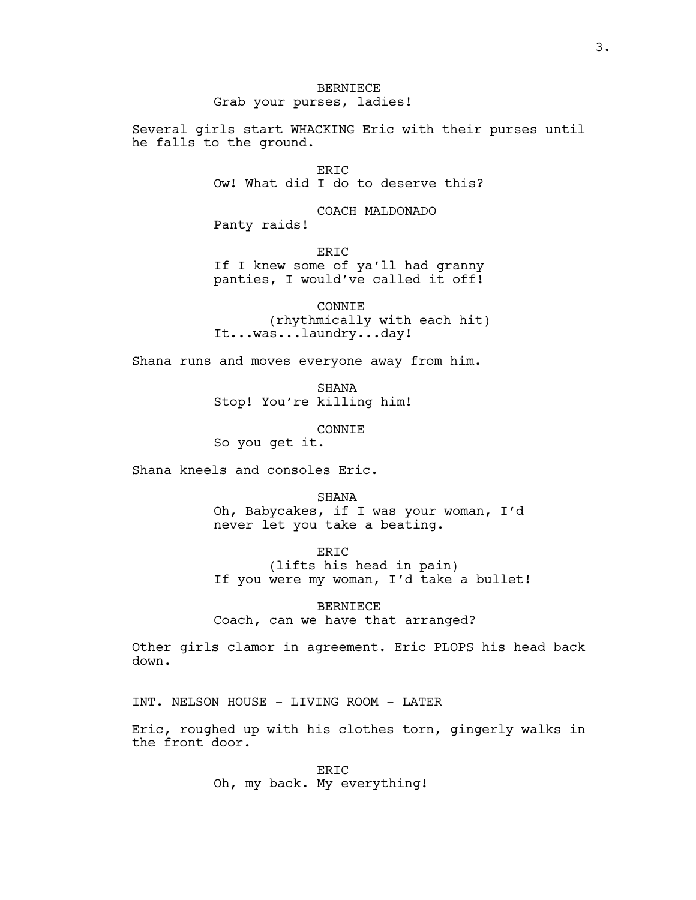BERNIECE
Grab your purses, ladies!

Several girls start WHACKING Eric with their purses until he falls to the ground.

ERIC
Ow! What did I do to deserve this?

COACH MALDONADO
Panty raids!

ERIC
If I knew some of ya'll had granny panties, I would've called it off!

CONNIE
(rhythmically with each hit)
It...was...laundry...day!

Shana runs and moves everyone away from him.

SHANA
Stop! You're killing him!

CONNIE
So you get it.

Shana kneels and consoles Eric.

SHANA
Oh, Babycakes, if I was your woman, I'd never let you take a beating.

ERIC
(lifts his head in pain)
If you were my woman, I'd take a bullet!

BERNIECE
Coach, can we have that arranged?

Other girls clamor in agreement. Eric PLOPS his head back down.

INT. NELSON HOUSE - LIVING ROOM - LATER

Eric, roughed up with his clothes torn, gingerly walks in the front door.

ERIC
Oh, my back. My everything!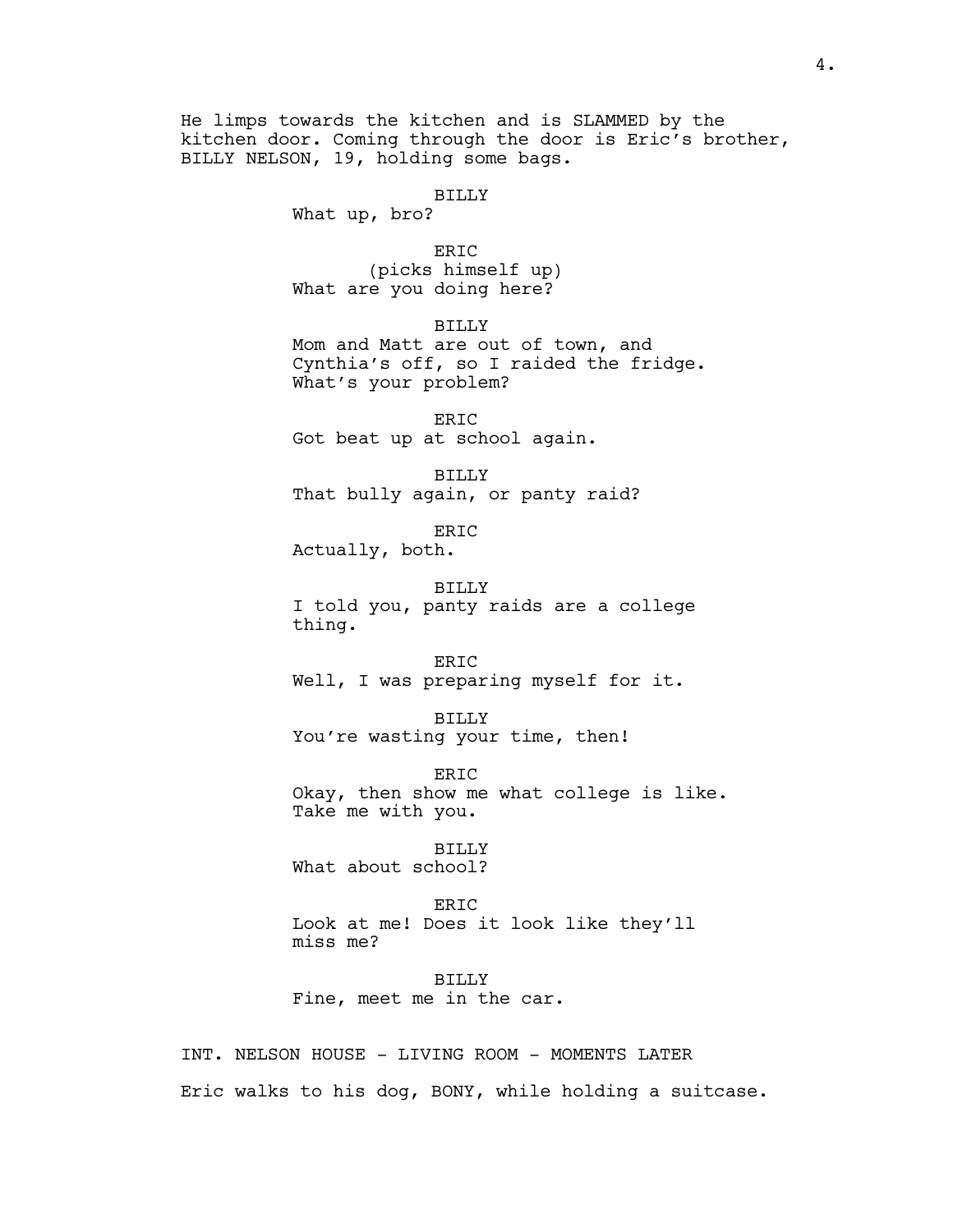He limps towards the kitchen and is SLAMMED by the kitchen door. Coming through the door is Eric's brother, BILLY NELSON, 19, holding some bags.

BILLY
What up, bro?

ERIC
(picks himself up)
What are you doing here?

BILLY
Mom and Matt are out of town, and Cynthia's off, so I raided the fridge. What's your problem?

ERIC
Got beat up at school again.

BILLY
That bully again, or panty raid?

ERIC
Actually, both.

BILLY
I told you, panty raids are a college thing.

ERIC
Well, I was preparing myself for it.

BILLY
You're wasting your time, then!

ERIC
Okay, then show me what college is like. Take me with you.

BILLY
What about school?

ERIC
Look at me! Does it look like they'll miss me?

BILLY
Fine, meet me in the car.

INT. NELSON HOUSE - LIVING ROOM - MOMENTS LATER

Eric walks to his dog, BONY, while holding a suitcase.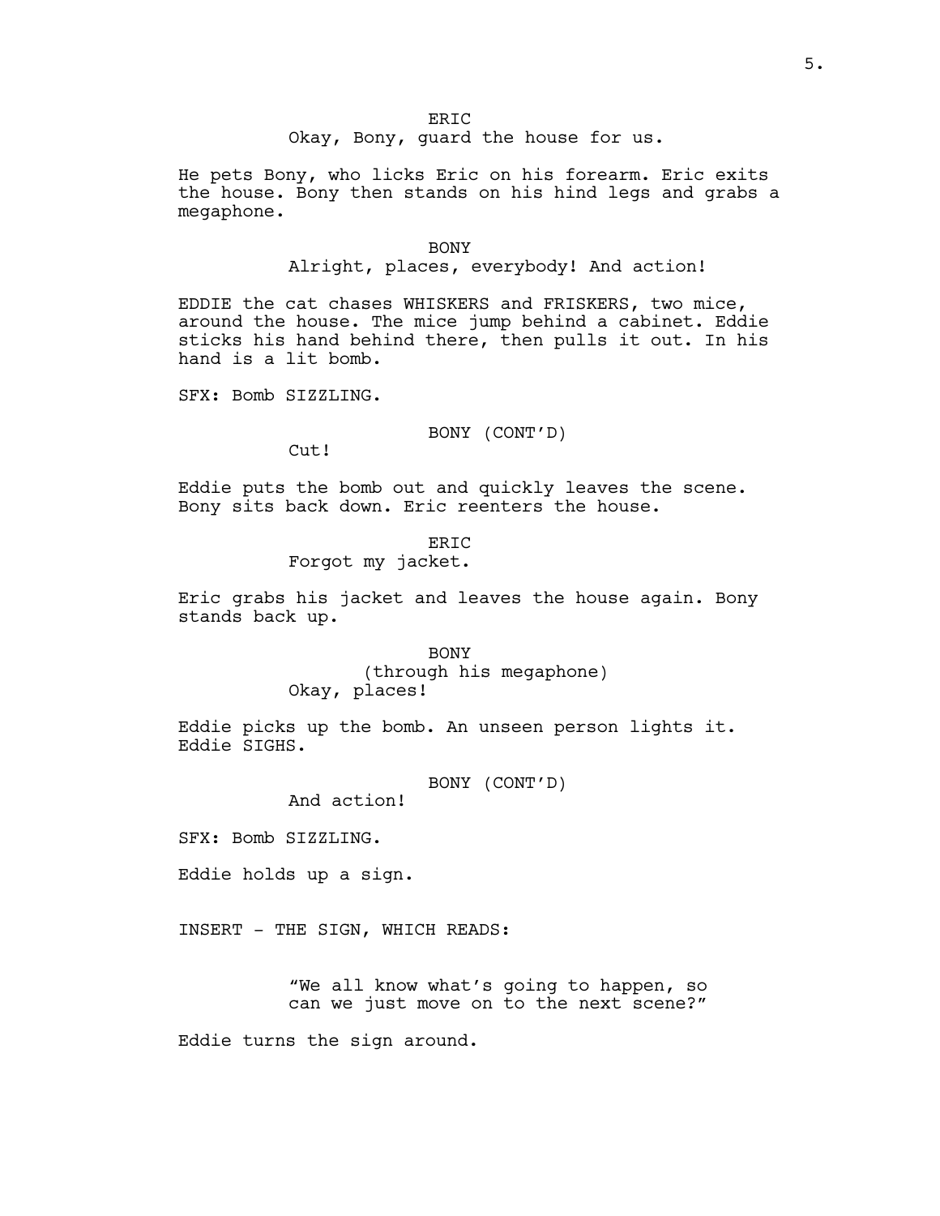ERIC

Okay, Bony, guard the house for us.

He pets Bony, who licks Eric on his forearm. Eric exits the house. Bony then stands on his hind legs and grabs a megaphone.

BONY

Alright, places, everybody! And action!

EDDIE the cat chases WHISKERS and FRISKERS, two mice, around the house. The mice jump behind a cabinet. Eddie sticks his hand behind there, then pulls it out. In his hand is a lit bomb.

SFX: Bomb SIZZLING.

BONY (CONT'D)

Cut!

Eddie puts the bomb out and quickly leaves the scene. Bony sits back down. Eric reenters the house.

ERIC

Forgot my jacket.

Eric grabs his jacket and leaves the house again. Bony stands back up.

BONY

(through his megaphone)

Okay, places!

Eddie picks up the bomb. An unseen person lights it. Eddie SIGHS.

BONY (CONT'D)

And action!

SFX: Bomb SIZZLING.

Eddie holds up a sign.

INSERT - THE SIGN, WHICH READS:

"We all know what's going to happen, so can we just move on to the next scene?"

Eddie turns the sign around.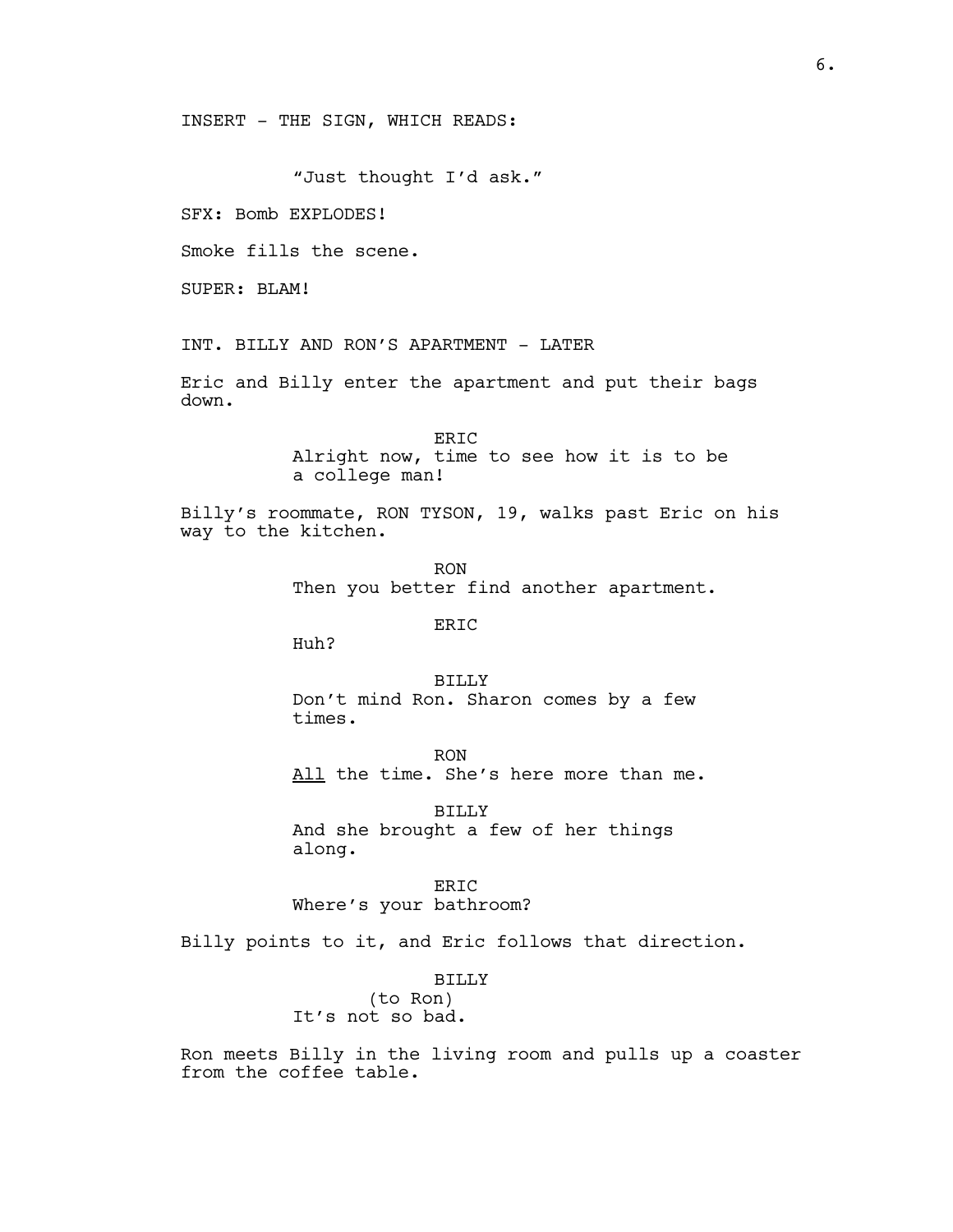INSERT - THE SIGN, WHICH READS:

"Just thought I'd ask."

SFX: Bomb EXPLODES!

Smoke fills the scene.

SUPER: BLAM!

INT. BILLY AND RON'S APARTMENT - LATER

Eric and Billy enter the apartment and put their bags down.

ERIC
Alright now, time to see how it is to be a college man!

Billy's roommate, RON TYSON, 19, walks past Eric on his way to the kitchen.

RON
Then you better find another apartment.

ERIC
Huh?

BILLY
Don't mind Ron. Sharon comes by a few times.

RON
<u>All</u> the time. She's here more than me.

BILLY
And she brought a few of her things along.

ERIC
Where's your bathroom?

Billy points to it, and Eric follows that direction.

BILLY
(to Ron)
It's not so bad.

Ron meets Billy in the living room and pulls up a coaster from the coffee table.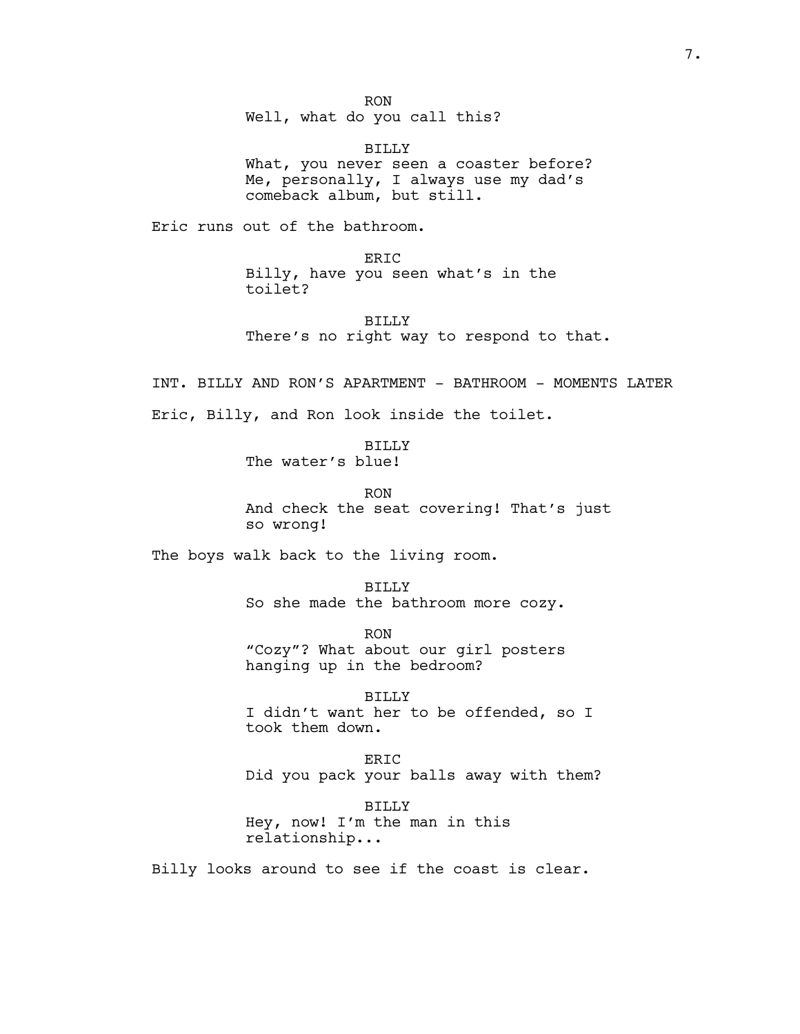RON
Well, what do you call this?

BILLY
What, you never seen a coaster before? Me, personally, I always use my dad's comeback album, but still.

Eric runs out of the bathroom.

ERIC
Billy, have you seen what's in the toilet?

BILLY
There's no right way to respond to that.

INT. BILLY AND RON'S APARTMENT - BATHROOM - MOMENTS LATER

Eric, Billy, and Ron look inside the toilet.

BILLY
The water's blue!

RON
And check the seat covering! That's just so wrong!

The boys walk back to the living room.

BILLY
So she made the bathroom more cozy.

RON
"Cozy"? What about our girl posters hanging up in the bedroom?

BILLY
I didn't want her to be offended, so I took them down.

ERIC
Did you pack your balls away with them?

BILLY
Hey, now! I'm the man in this relationship...

Billy looks around to see if the coast is clear.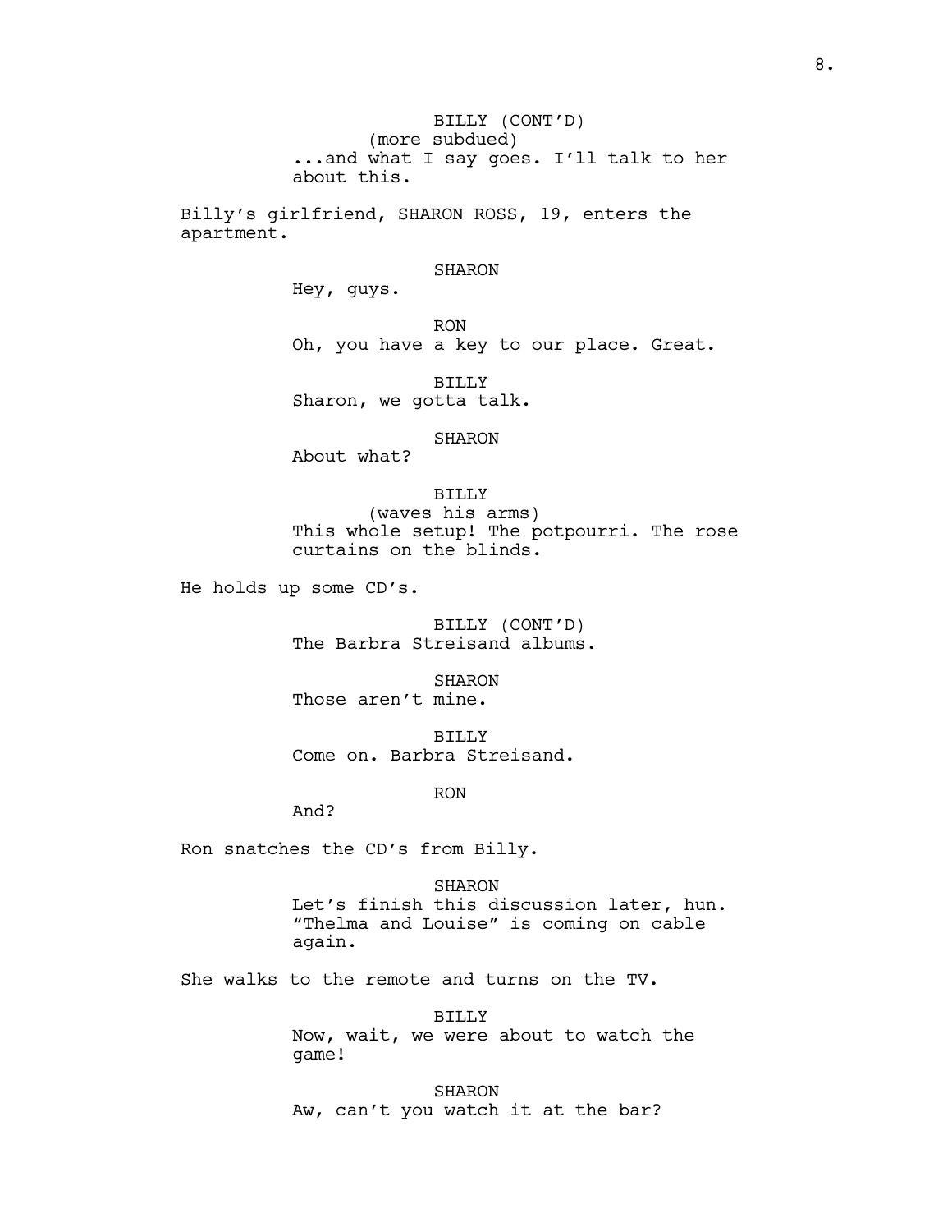BILLY (CONT'D)
(more subdued)
...and what I say goes. I'll talk to her about this.

Billy's girlfriend, SHARON ROSS, 19, enters the apartment.

SHARON
Hey, guys.

RON
Oh, you have a key to our place. Great.

BILLY
Sharon, we gotta talk.

SHARON
About what?

BILLY
(waves his arms)
This whole setup! The potpourri. The rose curtains on the blinds.

He holds up some CD's.

BILLY (CONT'D)
The Barbra Streisand albums.

SHARON
Those aren't mine.

BILLY
Come on. Barbra Streisand.

RON
And?

Ron snatches the CD's from Billy.

SHARON
Let's finish this discussion later, hun. "Thelma and Louise" is coming on cable again.

She walks to the remote and turns on the TV.

BILLY
Now, wait, we were about to watch the game!

SHARON
Aw, can't you watch it at the bar?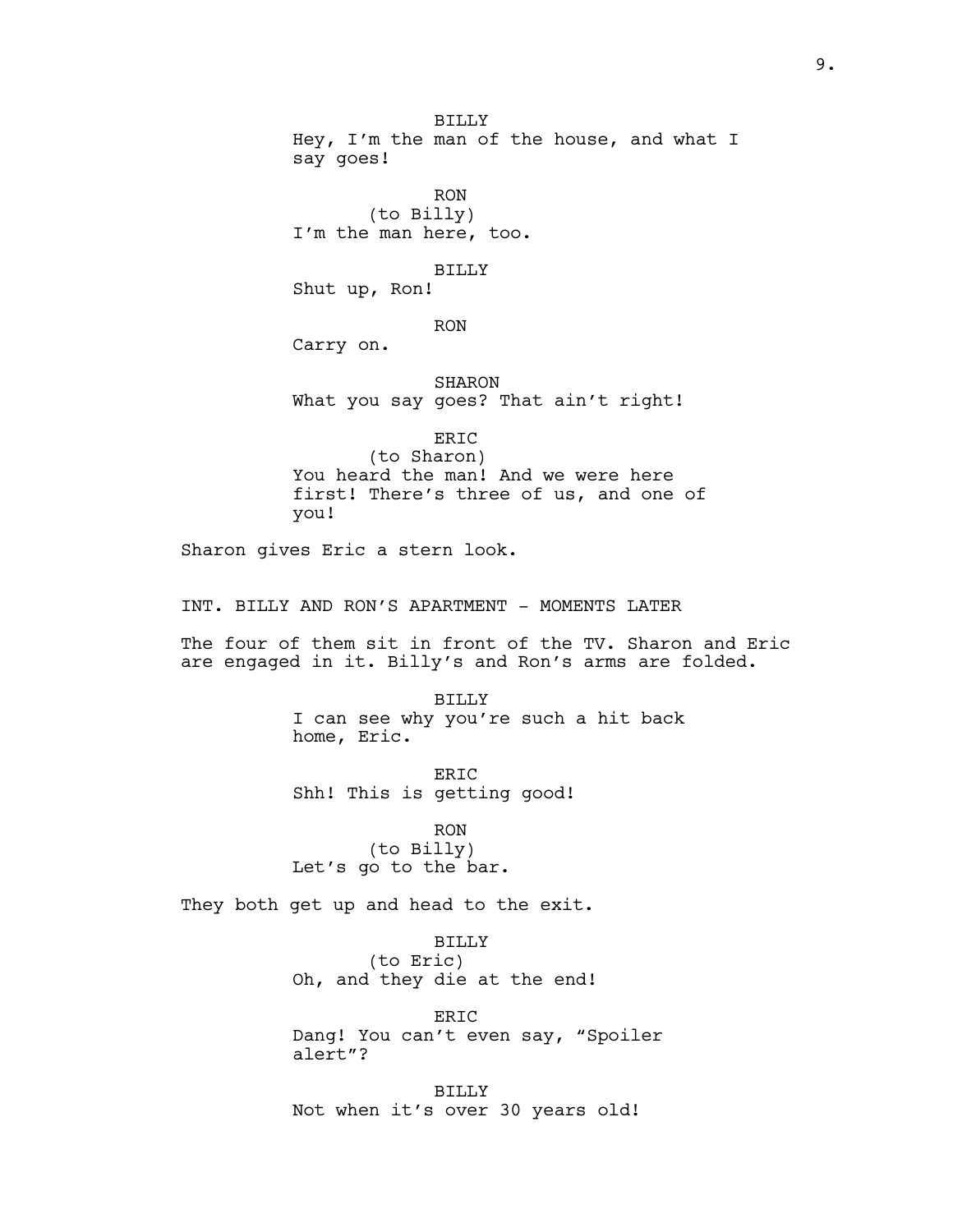BILLY
Hey, I'm the man of the house, and what I say goes!

RON
(to Billy)
I'm the man here, too.

BILLY
Shut up, Ron!

RON
Carry on.

SHARON
What you say goes? That ain't right!

ERIC
(to Sharon)
You heard the man! And we were here first! There's three of us, and one of you!

Sharon gives Eric a stern look.

INT. BILLY AND RON'S APARTMENT - MOMENTS LATER

The four of them sit in front of the TV. Sharon and Eric are engaged in it. Billy's and Ron's arms are folded.

BILLY
I can see why you're such a hit back home, Eric.

ERIC
Shh! This is getting good!

RON
(to Billy)
Let's go to the bar.

They both get up and head to the exit.

BILLY
(to Eric)
Oh, and they die at the end!

ERIC
Dang! You can't even say, "Spoiler alert"?

BILLY
Not when it's over 30 years old!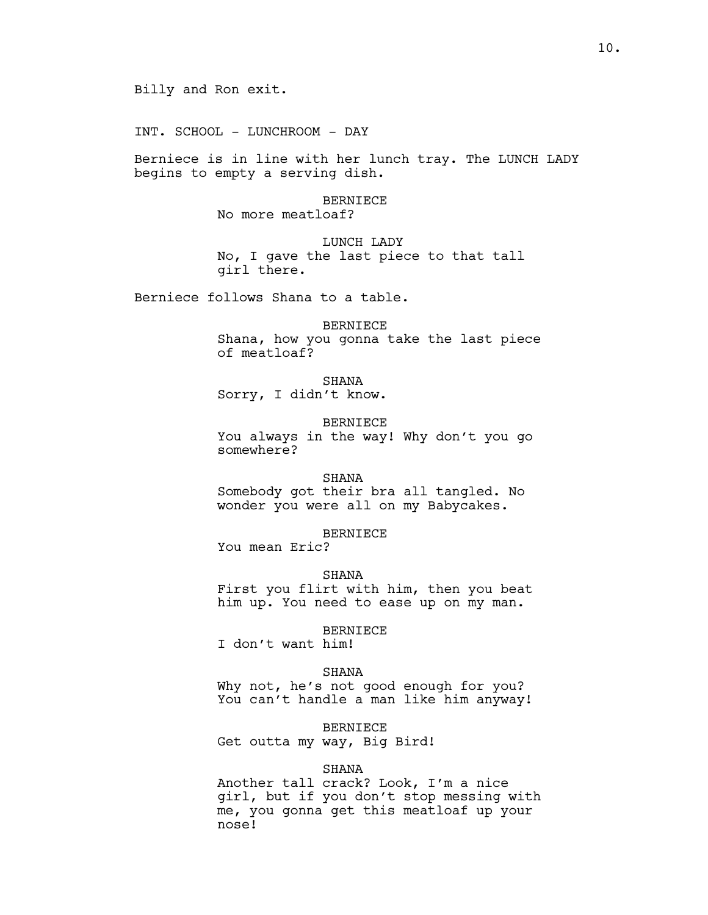Billy and Ron exit.

INT. SCHOOL - LUNCHROOM - DAY

Berniece is in line with her lunch tray. The LUNCH LADY begins to empty a serving dish.

BERNIECE
No more meatloaf?

LUNCH LADY
No, I gave the last piece to that tall girl there.

Berniece follows Shana to a table.

BERNIECE
Shana, how you gonna take the last piece of meatloaf?

SHANA
Sorry, I didn't know.

BERNIECE
You always in the way! Why don't you go somewhere?

SHANA
Somebody got their bra all tangled. No wonder you were all on my Babycakes.

BERNIECE
You mean Eric?

SHANA
First you flirt with him, then you beat him up. You need to ease up on my man.

BERNIECE
I don't want him!

SHANA
Why not, he's not good enough for you? You can't handle a man like him anyway!

BERNIECE
Get outta my way, Big Bird!

SHANA
Another tall crack? Look, I'm a nice girl, but if you don't stop messing with me, you gonna get this meatloaf up your nose!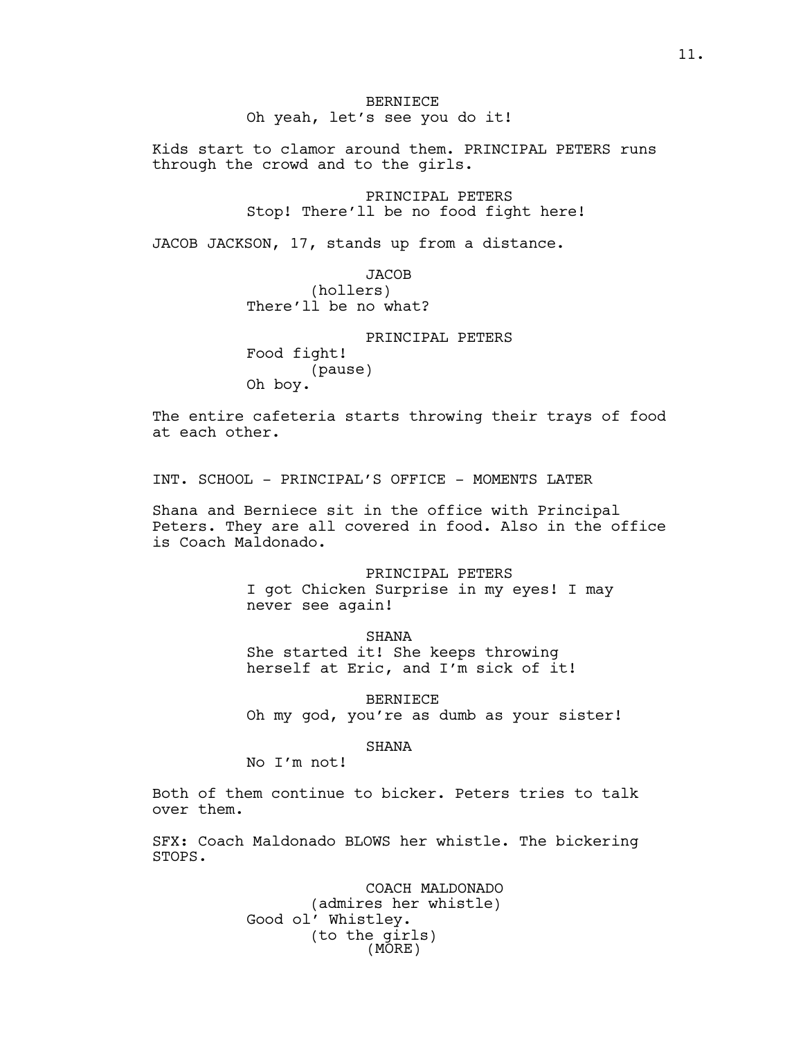BERNIECE
Oh yeah, let's see you do it!

Kids start to clamor around them. PRINCIPAL PETERS runs through the crowd and to the girls.

PRINCIPAL PETERS
Stop! There'll be no food fight here!

JACOB JACKSON, 17, stands up from a distance.

JACOB
(hollers)
There'll be no what?

PRINCIPAL PETERS
Food fight!
(pause)
Oh boy.

The entire cafeteria starts throwing their trays of food at each other.

INT. SCHOOL - PRINCIPAL'S OFFICE - MOMENTS LATER

Shana and Berniece sit in the office with Principal Peters. They are all covered in food. Also in the office is Coach Maldonado.

PRINCIPAL PETERS
I got Chicken Surprise in my eyes! I may never see again!

SHANA
She started it! She keeps throwing herself at Eric, and I'm sick of it!

BERNIECE
Oh my god, you're as dumb as your sister!

SHANA
No I'm not!

Both of them continue to bicker. Peters tries to talk over them.

SFX: Coach Maldonado BLOWS her whistle. The bickering STOPS.

COACH MALDONADO
(admires her whistle)
Good ol' Whistley.
(to the girls)
(MORE)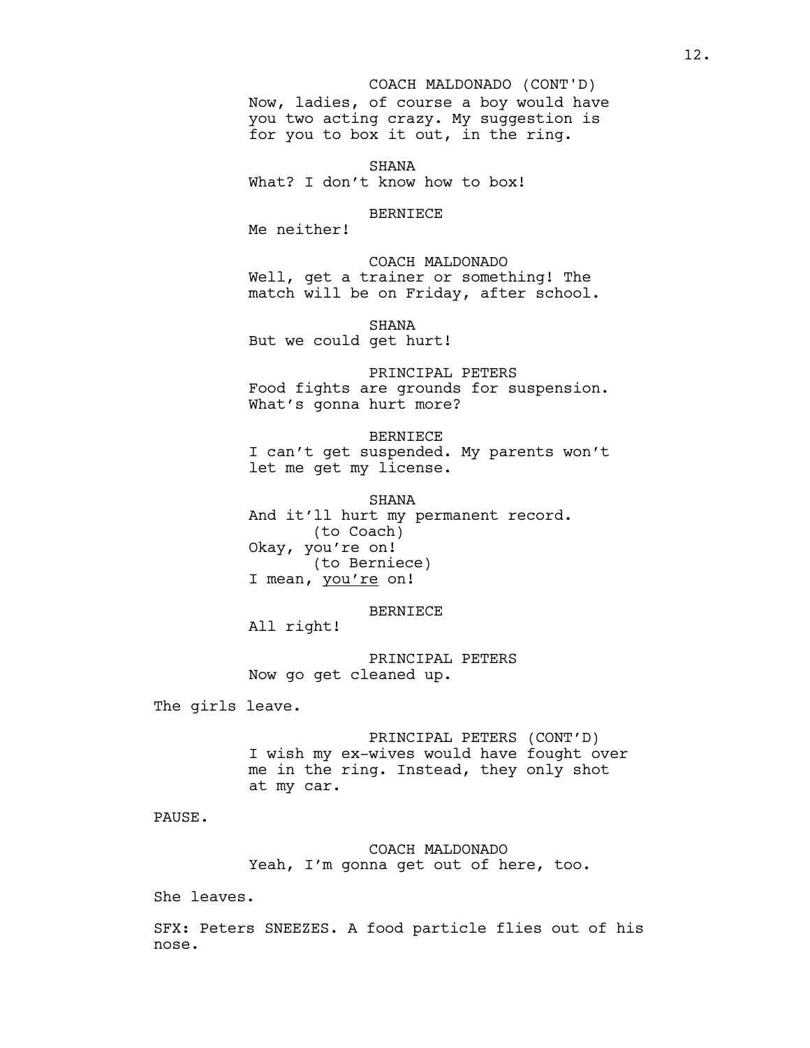COACH MALDONADO (CONT'D)
Now, ladies, of course a boy would have you two acting crazy. My suggestion is for you to box it out, in the ring.

SHANA
What? I don't know how to box!

BERNIECE
Me neither!

COACH MALDONADO
Well, get a trainer or something! The match will be on Friday, after school.

SHANA
But we could get hurt!

PRINCIPAL PETERS
Food fights are grounds for suspension. What's gonna hurt more?

BERNIECE
I can't get suspended. My parents won't let me get my license.

SHANA
And it'll hurt my permanent record.
(to Coach)
Okay, you're on!
(to Berniece)
I mean, <u>you're</u> on!

BERNIECE
All right!

PRINCIPAL PETERS
Now go get cleaned up.

The girls leave.

PRINCIPAL PETERS (CONT'D)
I wish my ex-wives would have fought over me in the ring. Instead, they only shot at my car.

PAUSE.

COACH MALDONADO
Yeah, I'm gonna get out of here, too.

She leaves.

SFX: Peters SNEEZES. A food particle flies out of his nose.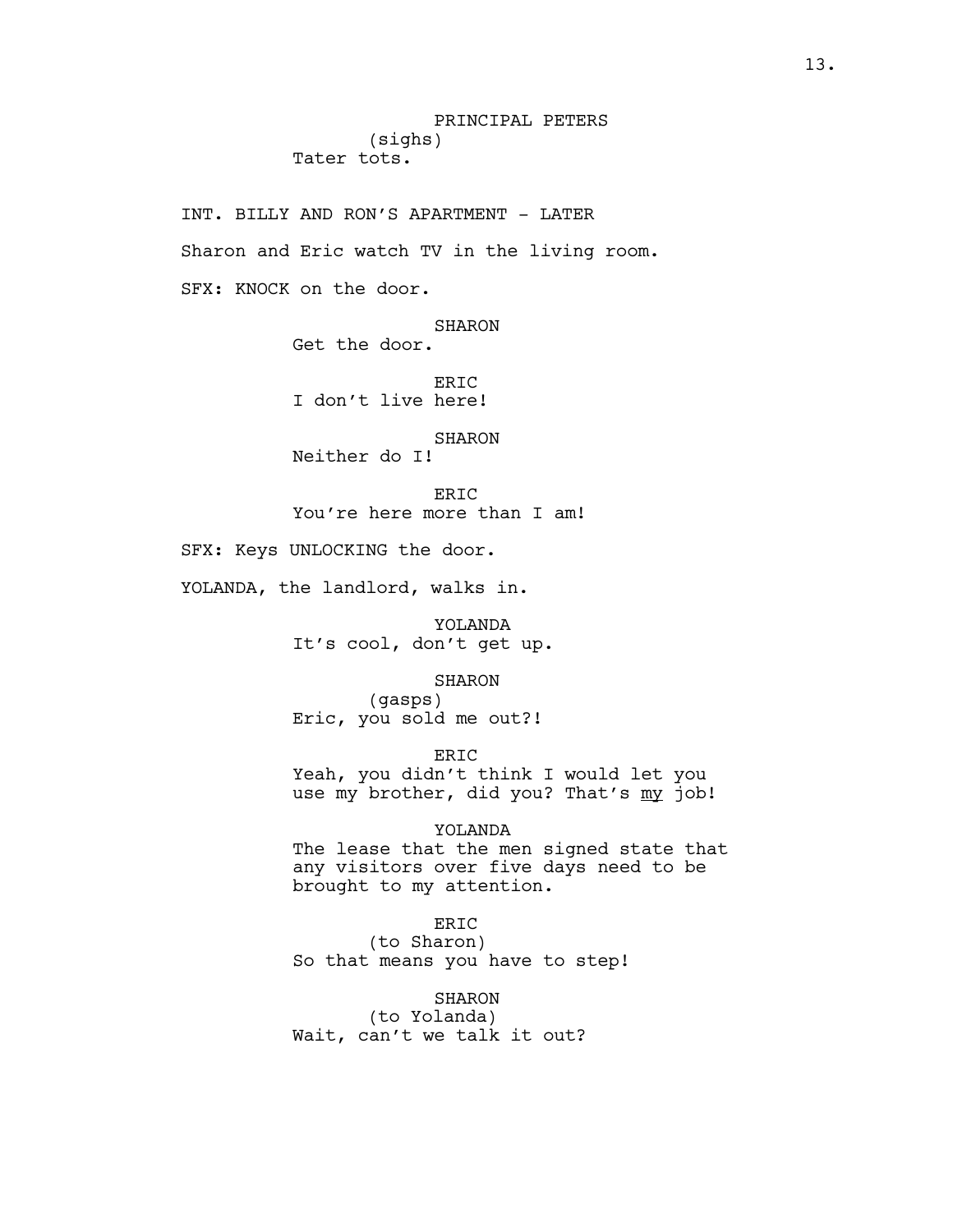PRINCIPAL PETERS

(sighs)

Tater tots.

INT. BILLY AND RON'S APARTMENT - LATER

Sharon and Eric watch TV in the living room.

SFX: KNOCK on the door.

SHARON

Get the door.

ERIC

I don't live here!

SHARON

Neither do I!

ERIC

You're here more than I am!

SFX: Keys UNLOCKING the door.

YOLANDA, the landlord, walks in.

YOLANDA

It's cool, don't get up.

SHARON

(gasps)

Eric, you sold me out?!

ERIC

Yeah, you didn't think I would let you use my brother, did you? That's <u>my</u> job!

YOLANDA

The lease that the men signed state that any visitors over five days need to be brought to my attention.

ERIC

(to Sharon)

So that means you have to step!

SHARON

(to Yolanda)

Wait, can't we talk it out?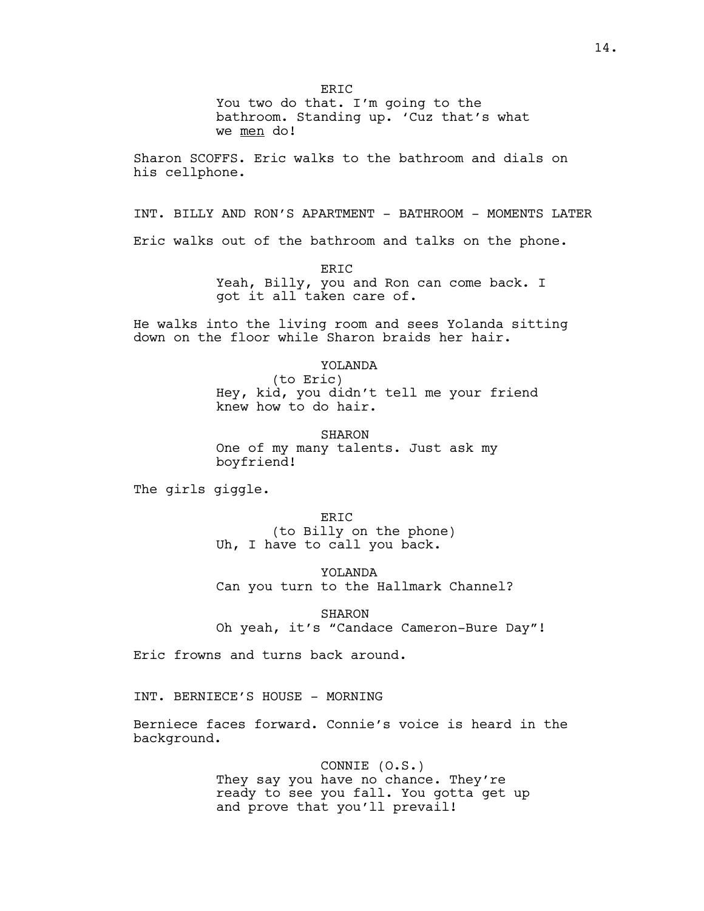ERIC
You two do that. I'm going to the bathroom. Standing up. 'Cuz that's what we <u>men</u> do!

Sharon SCOFFS. Eric walks to the bathroom and dials on his cellphone.

INT. BILLY AND RON'S APARTMENT - BATHROOM - MOMENTS LATER

Eric walks out of the bathroom and talks on the phone.

ERIC
Yeah, Billy, you and Ron can come back. I got it all taken care of.

He walks into the living room and sees Yolanda sitting down on the floor while Sharon braids her hair.

YOLANDA
(to Eric)
Hey, kid, you didn't tell me your friend knew how to do hair.

SHARON
One of my many talents. Just ask my boyfriend!

The girls giggle.

ERIC
(to Billy on the phone)
Uh, I have to call you back.

YOLANDA
Can you turn to the Hallmark Channel?

SHARON
Oh yeah, it's "Candace Cameron-Bure Day"!

Eric frowns and turns back around.

INT. BERNIECE'S HOUSE - MORNING

Berniece faces forward. Connie's voice is heard in the background.

CONNIE (O.S.)
They say you have no chance. They're ready to see you fall. You gotta get up and prove that you'll prevail!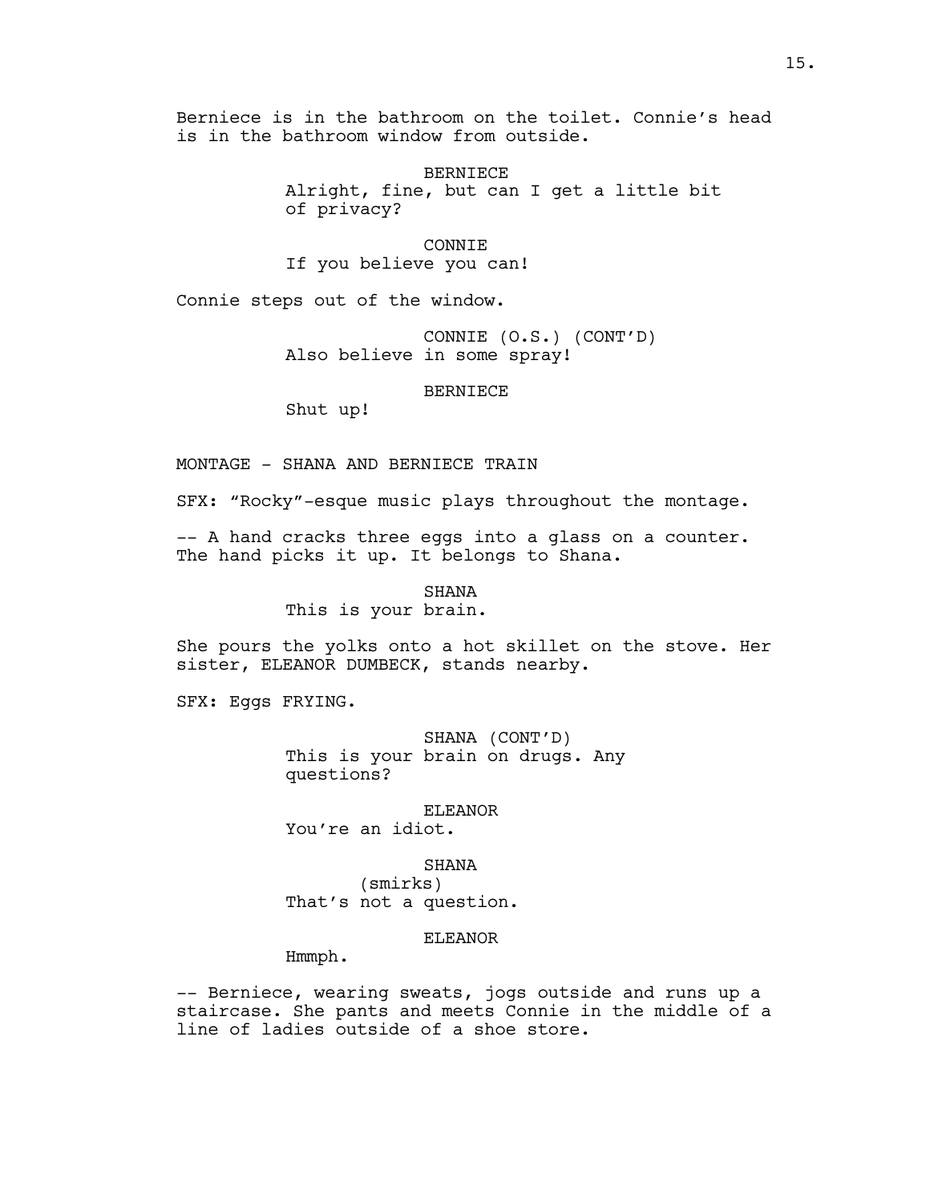Berniece is in the bathroom on the toilet. Connie's head is in the bathroom window from outside.

BERNIECE
Alright, fine, but can I get a little bit of privacy?

CONNIE
If you believe you can!

Connie steps out of the window.

CONNIE (O.S.) (CONT'D)
Also believe in some spray!

BERNIECE
Shut up!

MONTAGE - SHANA AND BERNIECE TRAIN

SFX: "Rocky"-esque music plays throughout the montage.

-- A hand cracks three eggs into a glass on a counter. The hand picks it up. It belongs to Shana.

SHANA
This is your brain.

She pours the yolks onto a hot skillet on the stove. Her sister, ELEANOR DUMBECK, stands nearby.

SFX: Eggs FRYING.

SHANA (CONT'D)
This is your brain on drugs. Any questions?

ELEANOR
You're an idiot.

SHANA
(smirks)
That's not a question.

ELEANOR
Hmmph.

-- Berniece, wearing sweats, jogs outside and runs up a staircase. She pants and meets Connie in the middle of a line of ladies outside of a shoe store.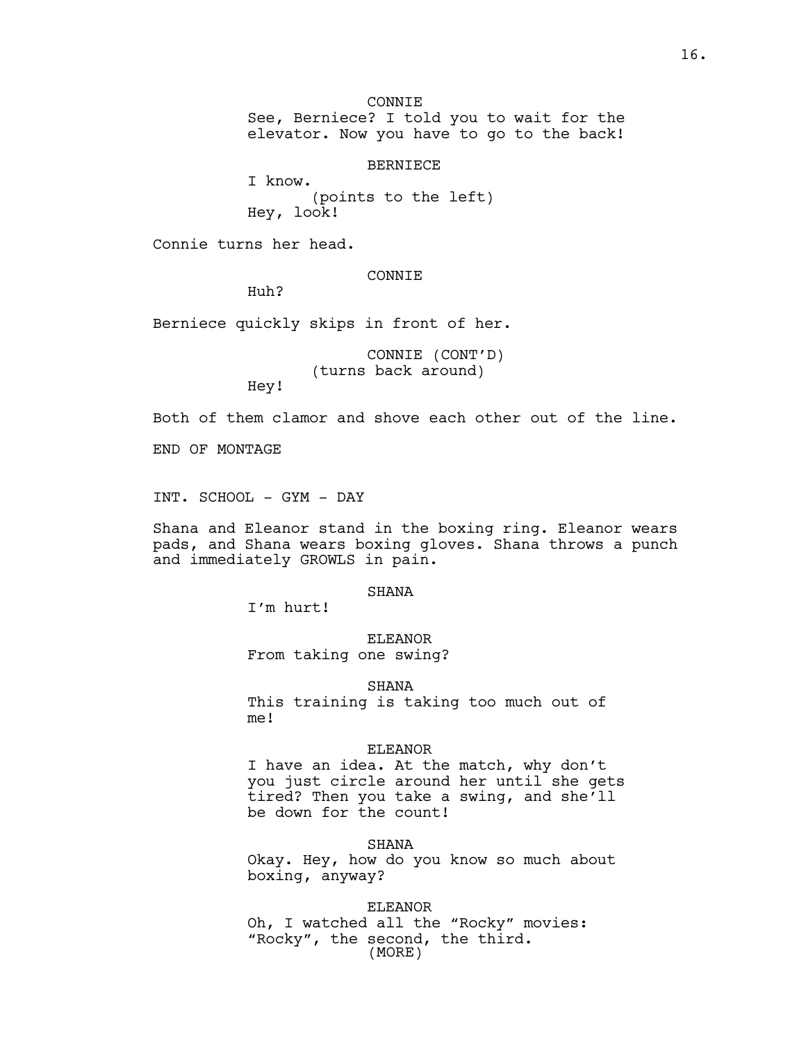CONNIE

See, Berniece? I told you to wait for the elevator. Now you have to go to the back!

BERNIECE

I know.

(points to the left)

Hey, look!

Connie turns her head.

CONNIE

Huh?

Berniece quickly skips in front of her.

CONNIE (CONT'D)

(turns back around)

Hey!

Both of them clamor and shove each other out of the line.

END OF MONTAGE

INT. SCHOOL - GYM - DAY

Shana and Eleanor stand in the boxing ring. Eleanor wears pads, and Shana wears boxing gloves. Shana throws a punch and immediately GROWLS in pain.

SHANA

I'm hurt!

ELEANOR

From taking one swing?

SHANA

This training is taking too much out of me!

ELEANOR

I have an idea. At the match, why don't you just circle around her until she gets tired? Then you take a swing, and she'll be down for the count!

SHANA

Okay. Hey, how do you know so much about boxing, anyway?

ELEANOR

Oh, I watched all the "Rocky" movies: "Rocky", the second, the third.

(MORE)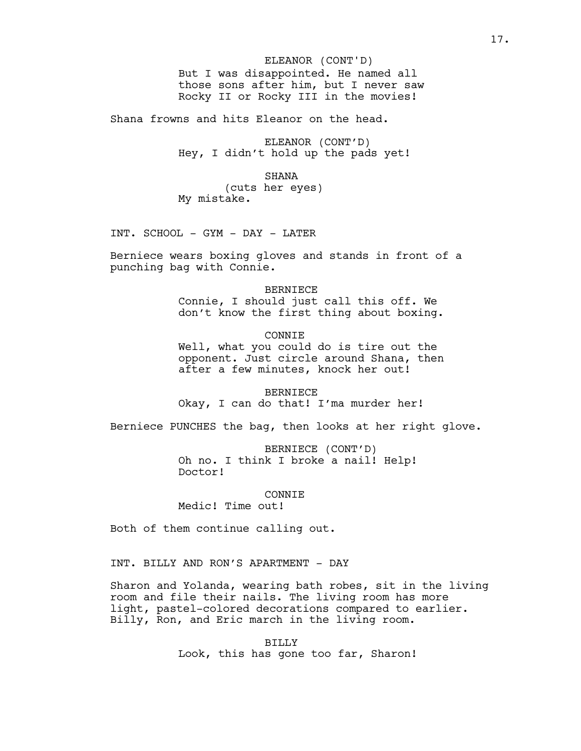ELEANOR (CONT'D)
But I was disappointed. He named all those sons after him, but I never saw Rocky II or Rocky III in the movies!

Shana frowns and hits Eleanor on the head.

ELEANOR (CONT'D)
Hey, I didn't hold up the pads yet!

SHANA
(cuts her eyes)
My mistake.

INT. SCHOOL - GYM - DAY - LATER

Berniece wears boxing gloves and stands in front of a punching bag with Connie.

BERNIECE
Connie, I should just call this off. We don't know the first thing about boxing.

CONNIE
Well, what you could do is tire out the opponent. Just circle around Shana, then after a few minutes, knock her out!

BERNIECE
Okay, I can do that! I'ma murder her!

Berniece PUNCHES the bag, then looks at her right glove.

BERNIECE (CONT'D)
Oh no. I think I broke a nail! Help! Doctor!

CONNIE
Medic! Time out!

Both of them continue calling out.

INT. BILLY AND RON'S APARTMENT - DAY

Sharon and Yolanda, wearing bath robes, sit in the living room and file their nails. The living room has more light, pastel-colored decorations compared to earlier. Billy, Ron, and Eric march in the living room.

BILLY
Look, this has gone too far, Sharon!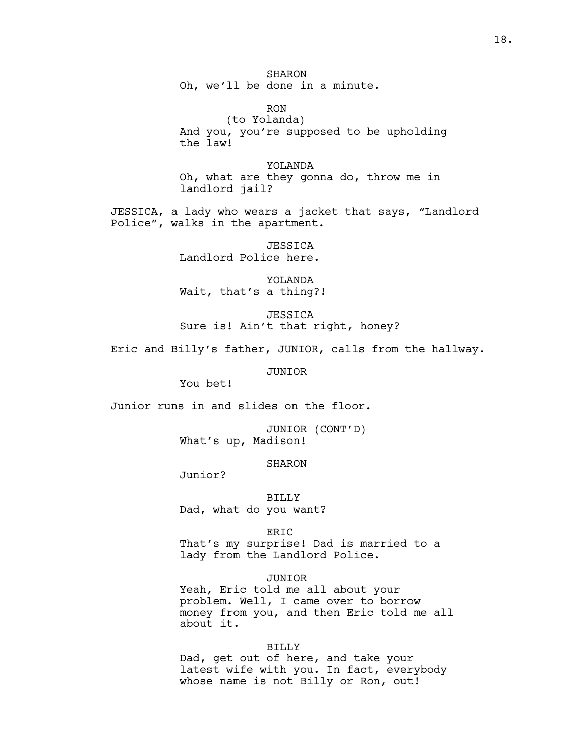SHARON
Oh, we'll be done in a minute.

RON
(to Yolanda)
And you, you're supposed to be upholding the law!

YOLANDA
Oh, what are they gonna do, throw me in landlord jail?

JESSICA, a lady who wears a jacket that says, "Landlord Police", walks in the apartment.

JESSICA
Landlord Police here.

YOLANDA
Wait, that's a thing?!

JESSICA
Sure is! Ain't that right, honey?

Eric and Billy's father, JUNIOR, calls from the hallway.

JUNIOR
You bet!

Junior runs in and slides on the floor.

JUNIOR (CONT'D)
What's up, Madison!

SHARON
Junior?

BILLY
Dad, what do you want?

ERIC
That's my surprise! Dad is married to a lady from the Landlord Police.

JUNIOR
Yeah, Eric told me all about your problem. Well, I came over to borrow money from you, and then Eric told me all about it.

BILLY
Dad, get out of here, and take your latest wife with you. In fact, everybody whose name is not Billy or Ron, out!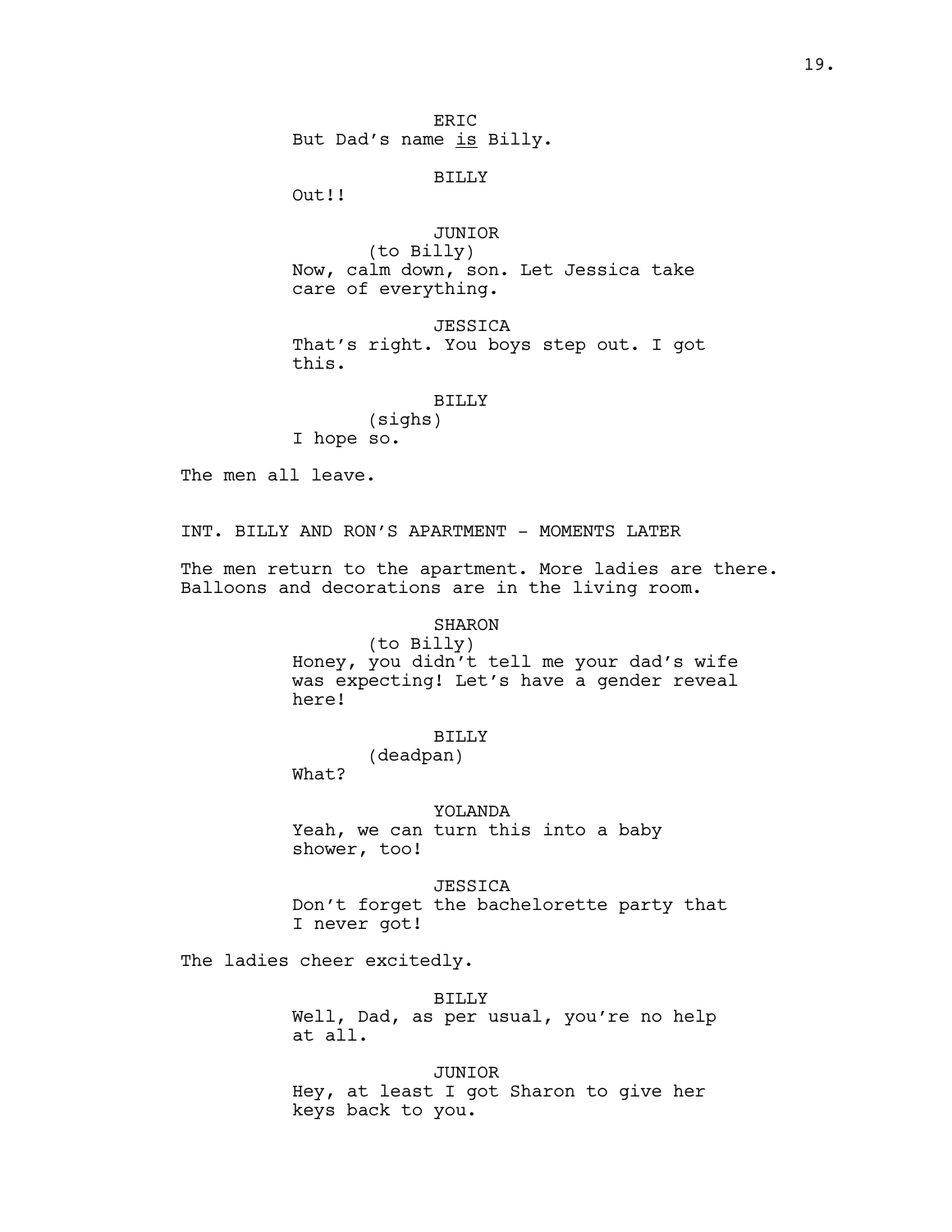ERIC
But Dad's name <u>is</u> Billy.

BILLY
Out!!

JUNIOR
(to Billy)
Now, calm down, son. Let Jessica take care of everything.

JESSICA
That's right. You boys step out. I got this.

BILLY
(sighs)
I hope so.

The men all leave.

INT. BILLY AND RON'S APARTMENT - MOMENTS LATER

The men return to the apartment. More ladies are there. Balloons and decorations are in the living room.

SHARON
(to Billy)
Honey, you didn't tell me your dad's wife was expecting! Let's have a gender reveal here!

BILLY
(deadpan)
What?

YOLANDA
Yeah, we can turn this into a baby shower, too!

JESSICA
Don't forget the bachelorette party that I never got!

The ladies cheer excitedly.

BILLY
Well, Dad, as per usual, you're no help at all.

JUNIOR
Hey, at least I got Sharon to give her keys back to you.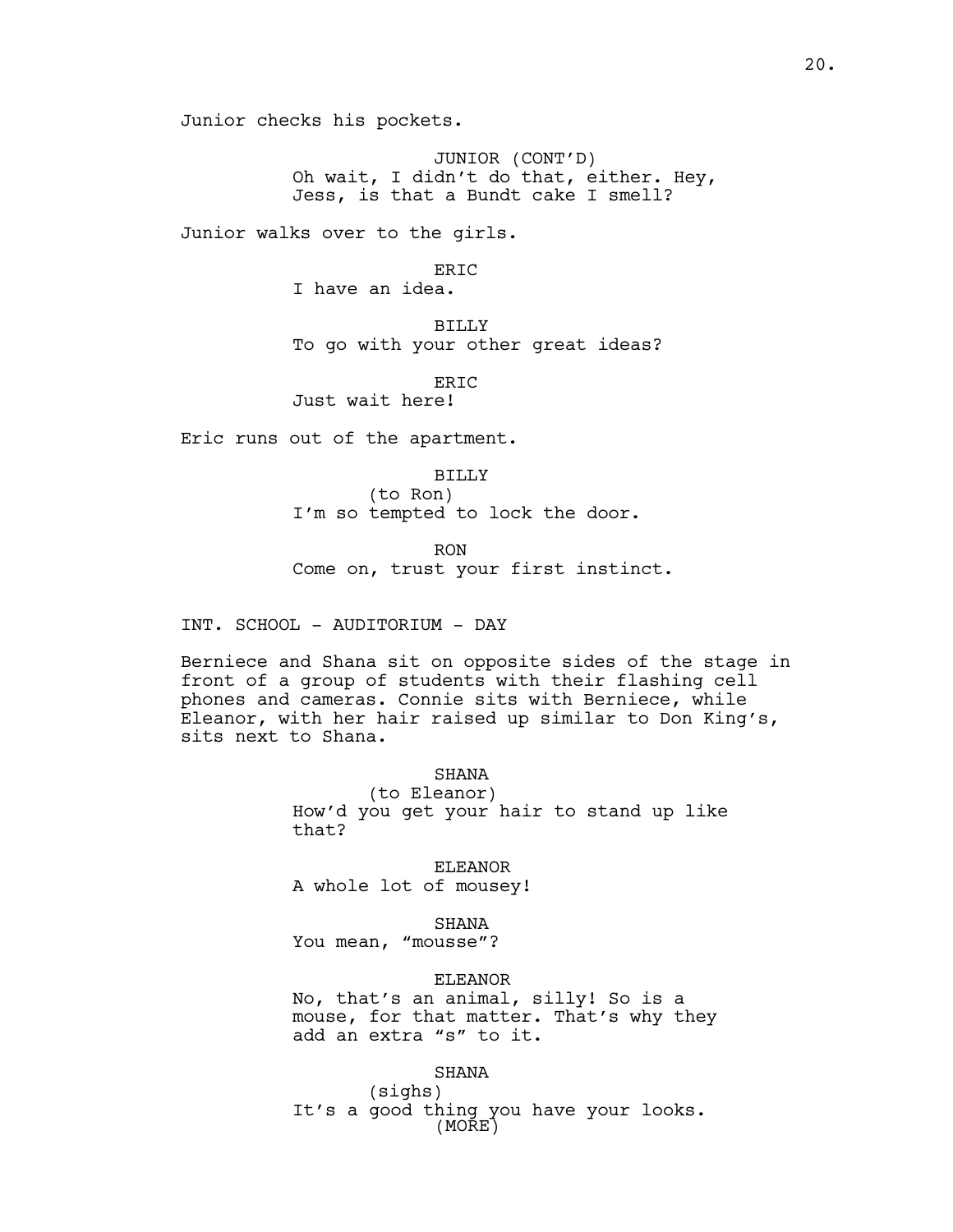Junior checks his pockets.

JUNIOR (CONT'D)
Oh wait, I didn't do that, either. Hey, Jess, is that a Bundt cake I smell?

Junior walks over to the girls.

ERIC
I have an idea.

BILLY
To go with your other great ideas?

ERIC
Just wait here!

Eric runs out of the apartment.

BILLY
(to Ron)
I'm so tempted to lock the door.

RON
Come on, trust your first instinct.

INT. SCHOOL - AUDITORIUM - DAY

Berniece and Shana sit on opposite sides of the stage in front of a group of students with their flashing cell phones and cameras. Connie sits with Berniece, while Eleanor, with her hair raised up similar to Don King's, sits next to Shana.

SHANA
(to Eleanor)
How'd you get your hair to stand up like that?

ELEANOR
A whole lot of mousey!

SHANA
You mean, "mousse"?

ELEANOR
No, that's an animal, silly! So is a mouse, for that matter. That's why they add an extra "s" to it.

SHANA
(sighs)
It's a good thing you have your looks.
(MORE)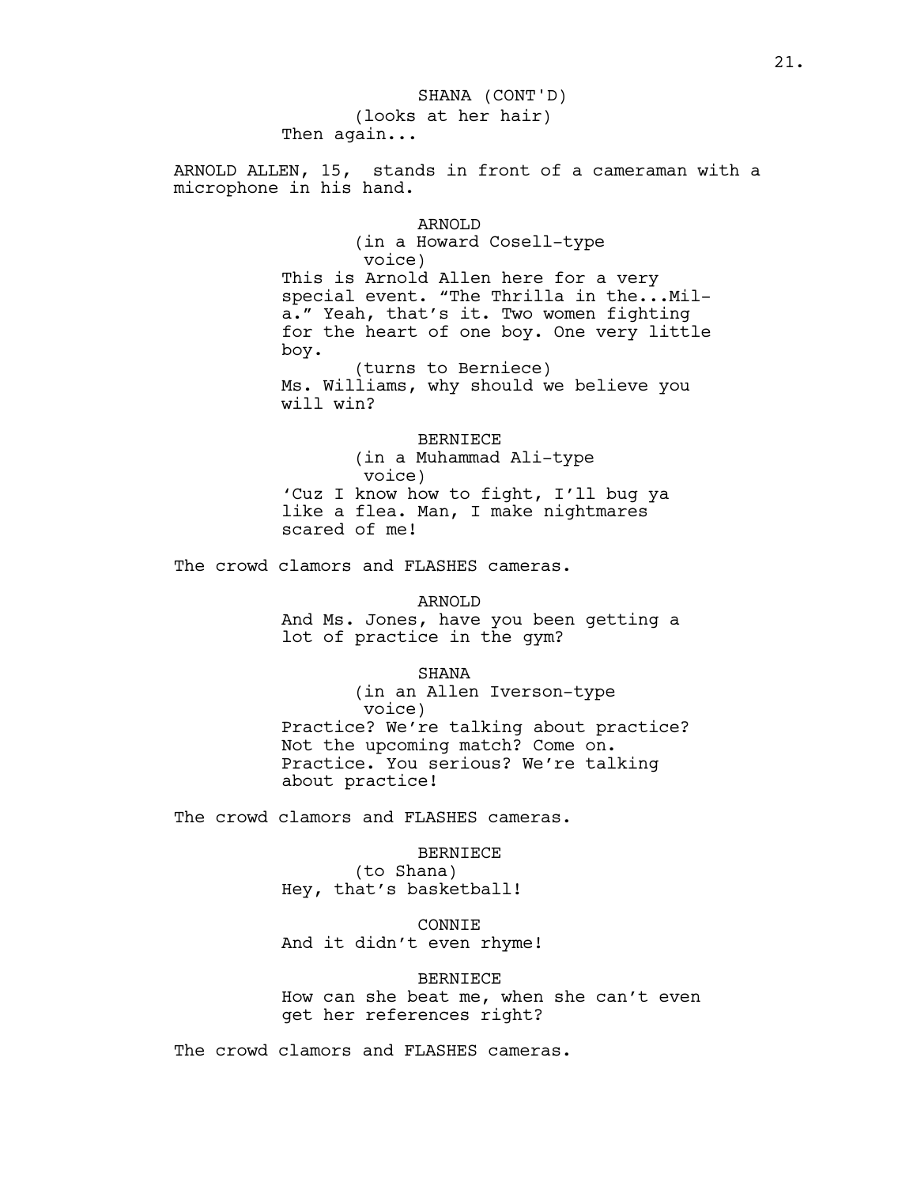SHANA (CONT'D)
(looks at her hair)
Then again...

ARNOLD ALLEN, 15, stands in front of a cameraman with a microphone in his hand.

ARNOLD
(in a Howard Cosell-type voice)
This is Arnold Allen here for a very special event. "The Thrilla in the...Mil-a." Yeah, that's it. Two women fighting for the heart of one boy. One very little boy.
(turns to Berniece)
Ms. Williams, why should we believe you will win?

BERNIECE
(in a Muhammad Ali-type voice)
'Cuz I know how to fight, I'll bug ya like a flea. Man, I make nightmares scared of me!

The crowd clamors and FLASHES cameras.

ARNOLD
And Ms. Jones, have you been getting a lot of practice in the gym?

SHANA
(in an Allen Iverson-type voice)
Practice? We're talking about practice? Not the upcoming match? Come on. Practice. You serious? We're talking about practice!

The crowd clamors and FLASHES cameras.

BERNIECE
(to Shana)
Hey, that's basketball!

CONNIE
And it didn't even rhyme!

BERNIECE
How can she beat me, when she can't even get her references right?

The crowd clamors and FLASHES cameras.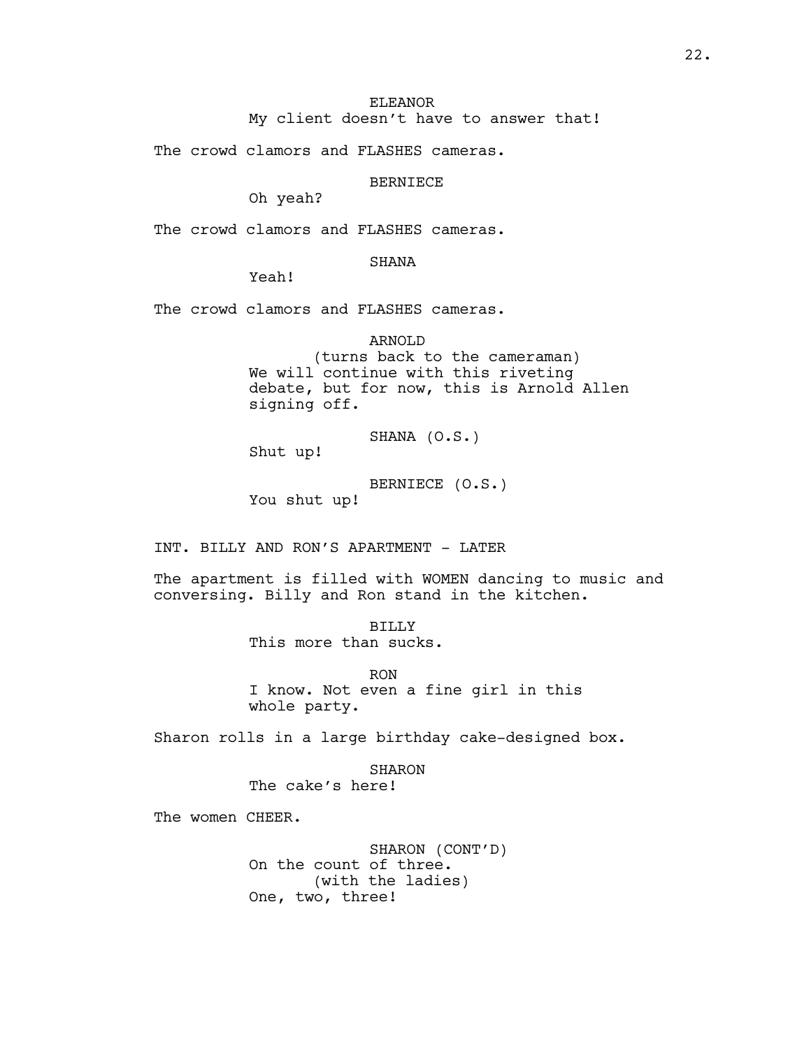ELEANOR
My client doesn't have to answer that!

The crowd clamors and FLASHES cameras.

BERNIECE
Oh yeah?

The crowd clamors and FLASHES cameras.

SHANA
Yeah!

The crowd clamors and FLASHES cameras.

ARNOLD
(turns back to the cameraman)
We will continue with this riveting debate, but for now, this is Arnold Allen signing off.

SHANA (O.S.)
Shut up!

BERNIECE (O.S.)
You shut up!

INT. BILLY AND RON'S APARTMENT - LATER

The apartment is filled with WOMEN dancing to music and conversing. Billy and Ron stand in the kitchen.

BILLY
This more than sucks.

RON
I know. Not even a fine girl in this whole party.

Sharon rolls in a large birthday cake-designed box.

SHARON
The cake's here!

The women CHEER.

SHARON (CONT'D)
On the count of three.
(with the ladies)
One, two, three!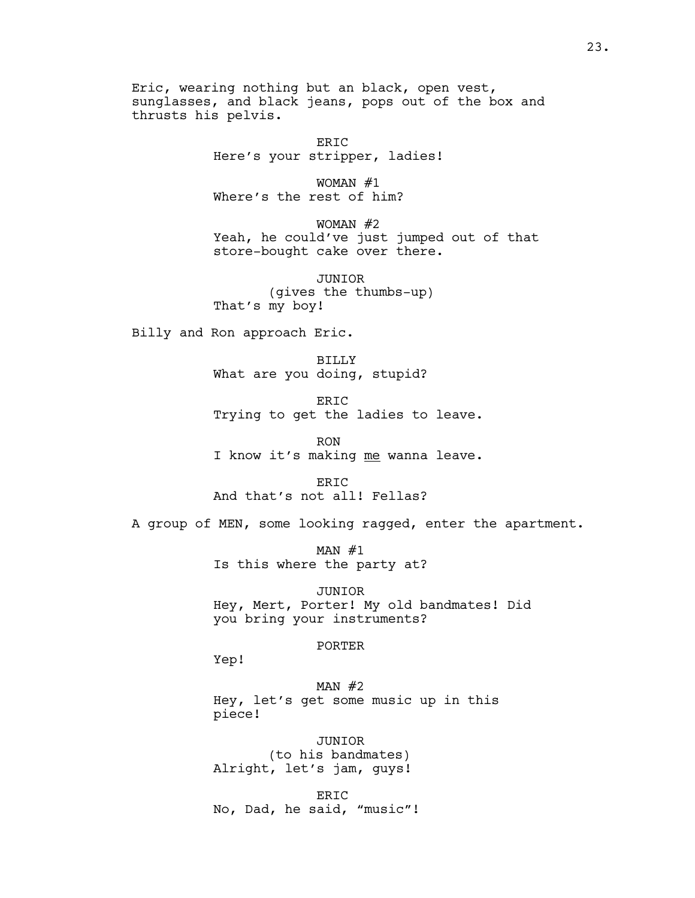Eric, wearing nothing but an black, open vest, sunglasses, and black jeans, pops out of the box and thrusts his pelvis.

ERIC
Here's your stripper, ladies!

WOMAN #1
Where's the rest of him?

WOMAN #2
Yeah, he could've just jumped out of that store-bought cake over there.

JUNIOR
(gives the thumbs-up)
That's my boy!

Billy and Ron approach Eric.

BILLY
What are you doing, stupid?

ERIC
Trying to get the ladies to leave.

RON
I know it's making <u>me</u> wanna leave.

ERIC
And that's not all! Fellas?

A group of MEN, some looking ragged, enter the apartment.

MAN #1
Is this where the party at?

JUNIOR
Hey, Mert, Porter! My old bandmates! Did you bring your instruments?

PORTER
Yep!

MAN #2
Hey, let's get some music up in this piece!

JUNIOR
(to his bandmates)
Alright, let's jam, guys!

ERIC
No, Dad, he said, "music"!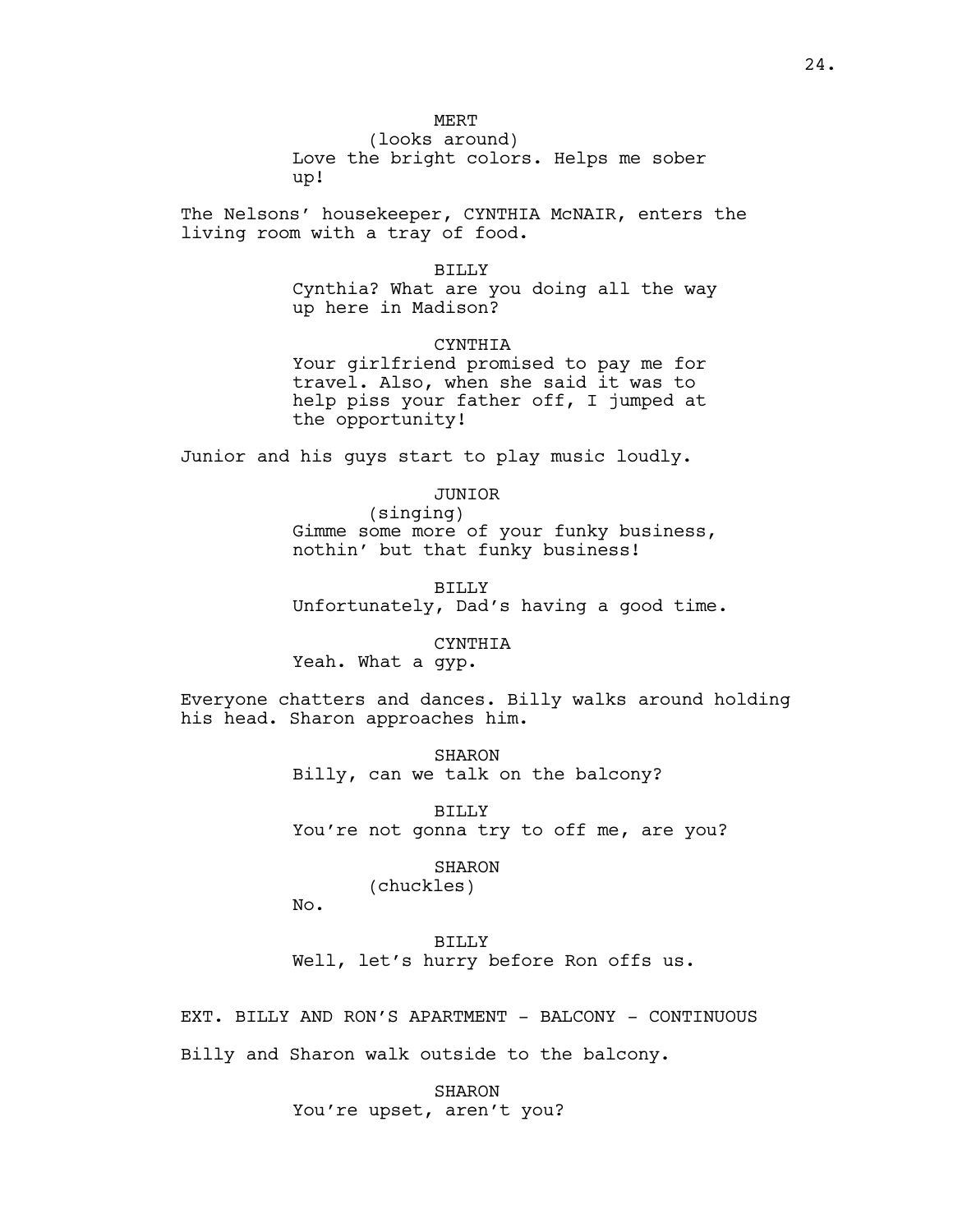MERT
(looks around)
Love the bright colors. Helps me sober up!

The Nelsons' housekeeper, CYNTHIA McNAIR, enters the living room with a tray of food.

BILLY
Cynthia? What are you doing all the way up here in Madison?

CYNTHIA
Your girlfriend promised to pay me for travel. Also, when she said it was to help piss your father off, I jumped at the opportunity!

Junior and his guys start to play music loudly.

JUNIOR
(singing)
Gimme some more of your funky business, nothin' but that funky business!

BILLY
Unfortunately, Dad's having a good time.

CYNTHIA
Yeah. What a gyp.

Everyone chatters and dances. Billy walks around holding his head. Sharon approaches him.

SHARON
Billy, can we talk on the balcony?

BILLY
You're not gonna try to off me, are you?

SHARON
(chuckles)
No.

BILLY
Well, let's hurry before Ron offs us.

EXT. BILLY AND RON'S APARTMENT - BALCONY - CONTINUOUS

Billy and Sharon walk outside to the balcony.

SHARON
You're upset, aren't you?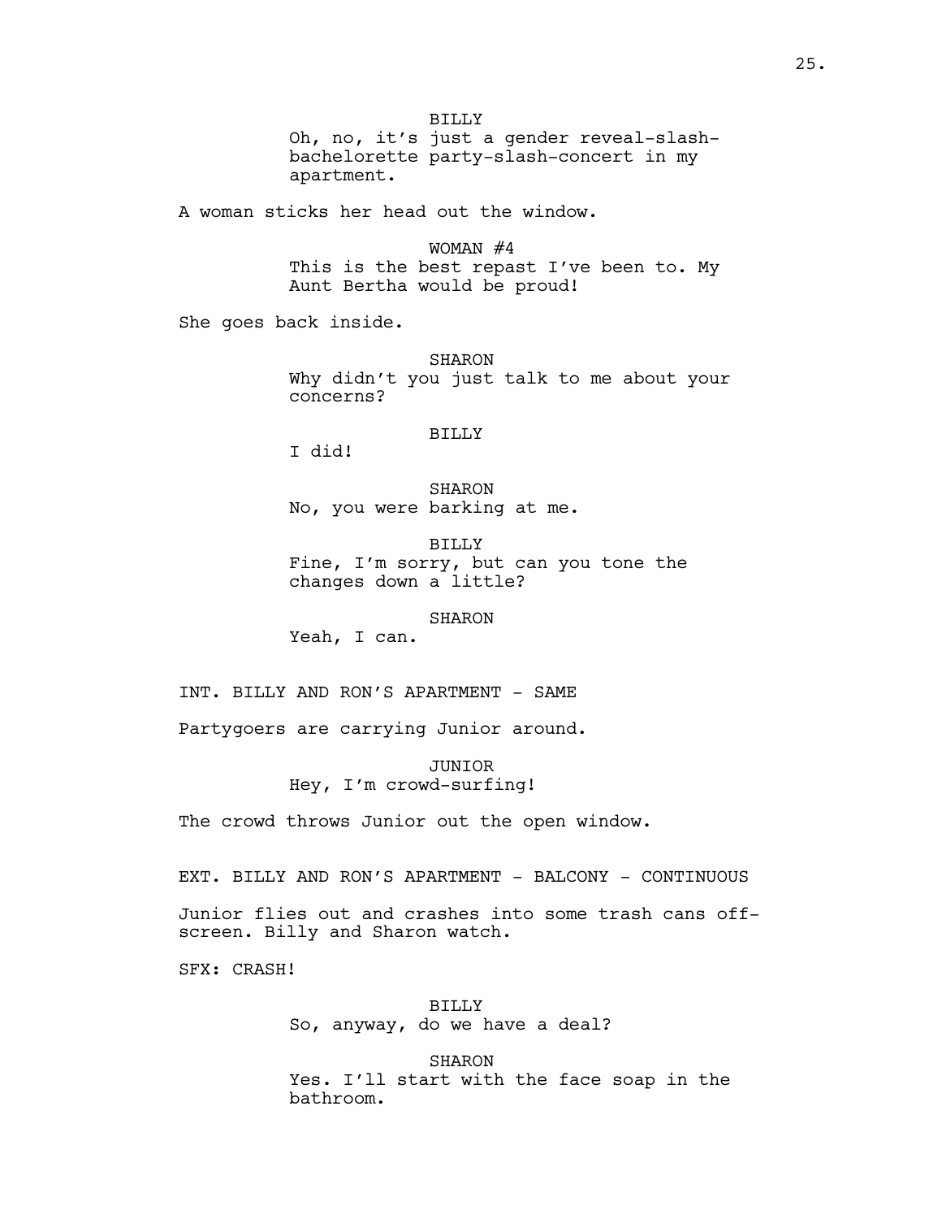BILLY

Oh, no, it's just a gender reveal-slash-bachelorette party-slash-concert in my apartment.

A woman sticks her head out the window.

WOMAN #4

This is the best repast I've been to. My Aunt Bertha would be proud!

She goes back inside.

SHARON

Why didn't you just talk to me about your concerns?

BILLY

I did!

SHARON

No, you were barking at me.

BILLY

Fine, I'm sorry, but can you tone the changes down a little?

SHARON

Yeah, I can.

INT. BILLY AND RON'S APARTMENT - SAME

Partygoers are carrying Junior around.

JUNIOR

Hey, I'm crowd-surfing!

The crowd throws Junior out the open window.

EXT. BILLY AND RON'S APARTMENT - BALCONY - CONTINUOUS

Junior flies out and crashes into some trash cans off-screen. Billy and Sharon watch.

SFX: CRASH!

BILLY

So, anyway, do we have a deal?

SHARON

Yes. I'll start with the face soap in the bathroom.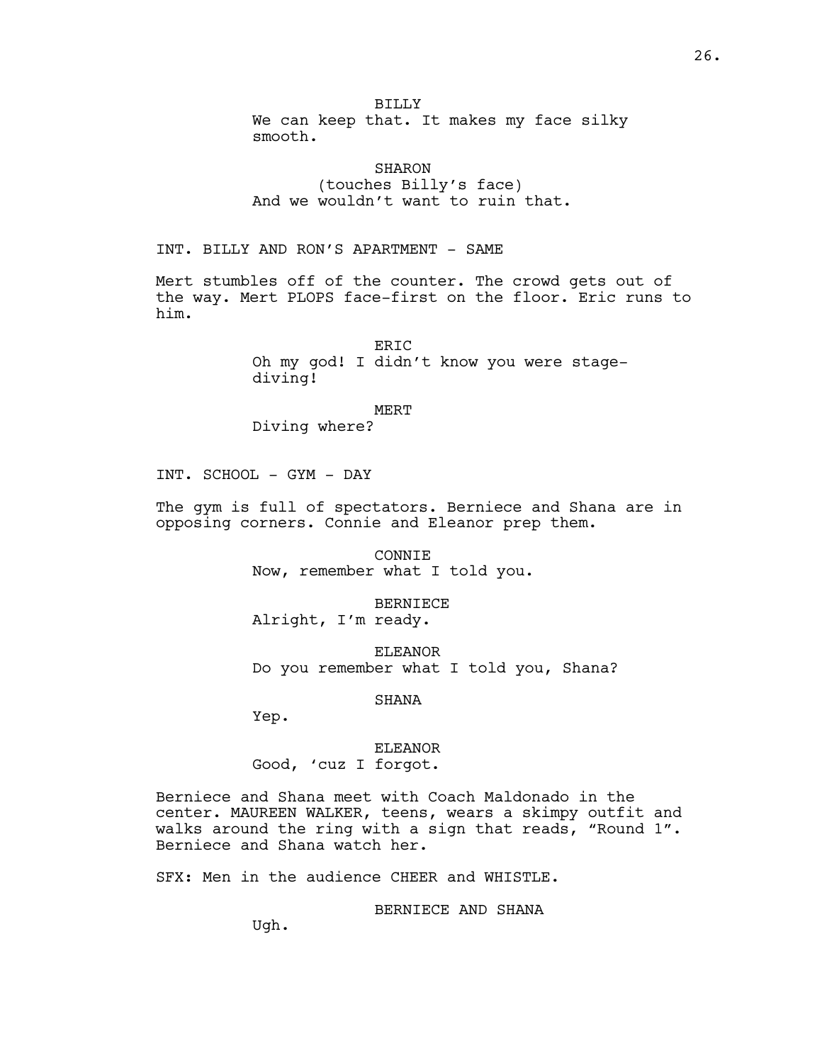BILLY
We can keep that. It makes my face silky smooth.

SHARON
(touches Billy's face)
And we wouldn't want to ruin that.

INT. BILLY AND RON'S APARTMENT - SAME

Mert stumbles off of the counter. The crowd gets out of the way. Mert PLOPS face-first on the floor. Eric runs to him.

ERIC
Oh my god! I didn't know you were stage-diving!

MERT
Diving where?

INT. SCHOOL - GYM - DAY

The gym is full of spectators. Berniece and Shana are in opposing corners. Connie and Eleanor prep them.

CONNIE
Now, remember what I told you.

BERNIECE
Alright, I'm ready.

ELEANOR
Do you remember what I told you, Shana?

SHANA
Yep.

ELEANOR
Good, 'cuz I forgot.

Berniece and Shana meet with Coach Maldonado in the center. MAUREEN WALKER, teens, wears a skimpy outfit and walks around the ring with a sign that reads, "Round 1". Berniece and Shana watch her.

SFX: Men in the audience CHEER and WHISTLE.

BERNIECE AND SHANA
Ugh.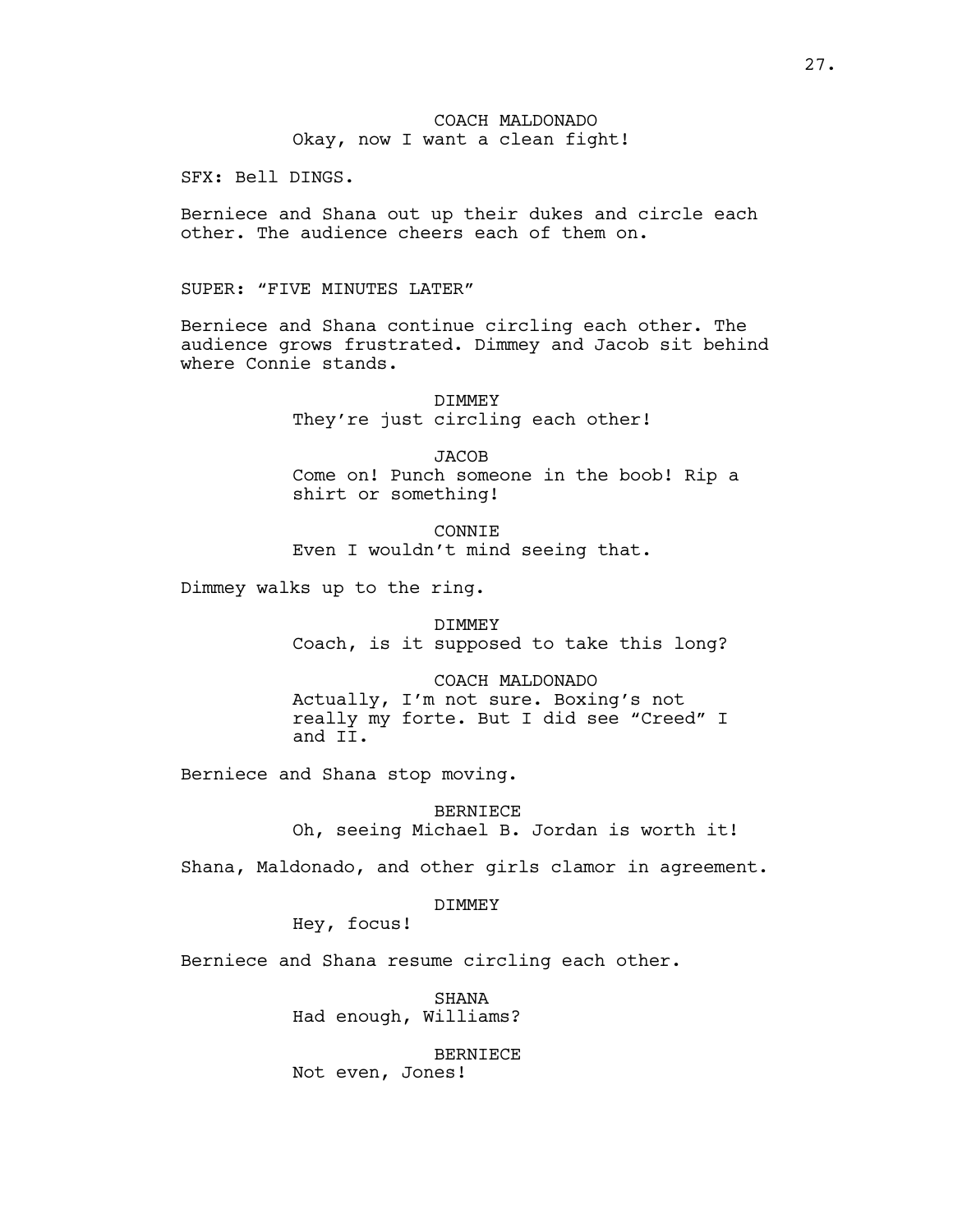COACH MALDONADO
Okay, now I want a clean fight!

SFX: Bell DINGS.

Berniece and Shana out up their dukes and circle each other. The audience cheers each of them on.

SUPER: "FIVE MINUTES LATER"

Berniece and Shana continue circling each other. The audience grows frustrated. Dimmey and Jacob sit behind where Connie stands.

DIMMEY
They're just circling each other!

JACOB
Come on! Punch someone in the boob! Rip a shirt or something!

CONNIE
Even I wouldn't mind seeing that.

Dimmey walks up to the ring.

DIMMEY
Coach, is it supposed to take this long?

COACH MALDONADO
Actually, I'm not sure. Boxing's not really my forte. But I did see "Creed" I and II.

Berniece and Shana stop moving.

BERNIECE
Oh, seeing Michael B. Jordan is worth it!

Shana, Maldonado, and other girls clamor in agreement.

DIMMEY
Hey, focus!

Berniece and Shana resume circling each other.

SHANA
Had enough, Williams?

BERNIECE
Not even, Jones!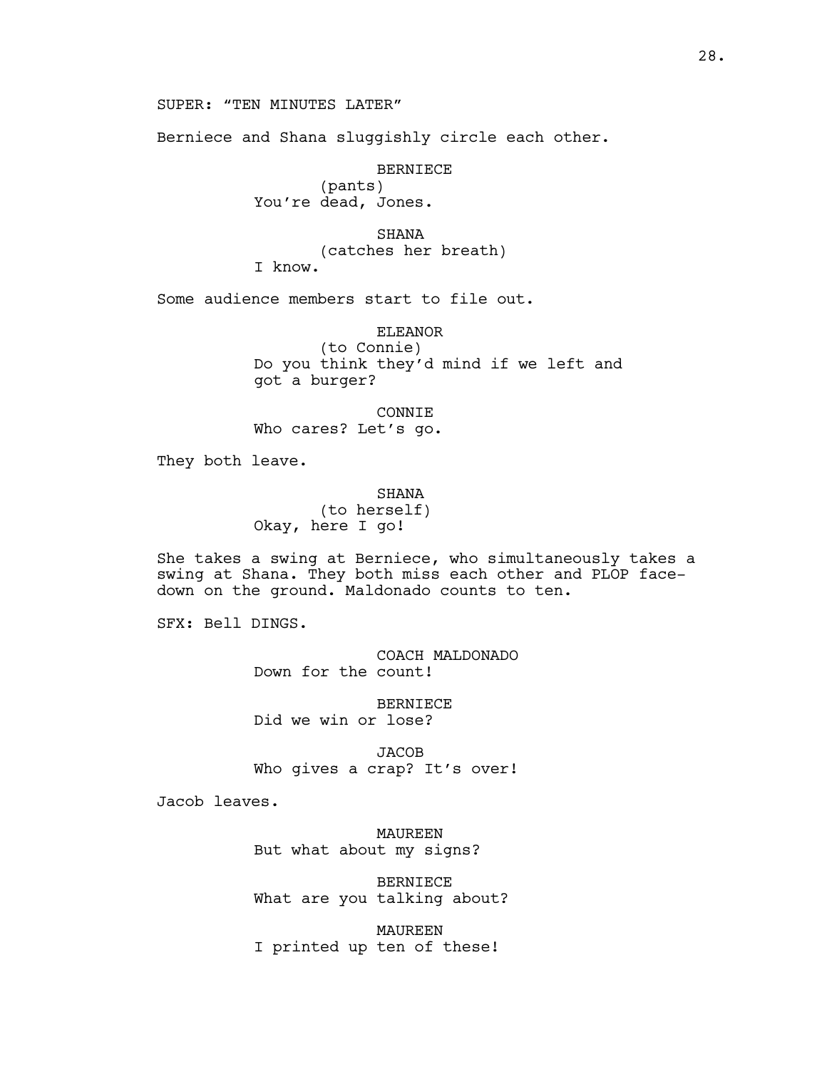SUPER: "TEN MINUTES LATER"

Berniece and Shana sluggishly circle each other.

BERNIECE
(pants)
You're dead, Jones.

SHANA
(catches her breath)
I know.

Some audience members start to file out.

ELEANOR
(to Connie)
Do you think they'd mind if we left and got a burger?

CONNIE
Who cares? Let's go.

They both leave.

SHANA
(to herself)
Okay, here I go!

She takes a swing at Berniece, who simultaneously takes a swing at Shana. They both miss each other and PLOP face-down on the ground. Maldonado counts to ten.

SFX: Bell DINGS.

COACH MALDONADO
Down for the count!

BERNIECE
Did we win or lose?

JACOB
Who gives a crap? It's over!

Jacob leaves.

MAUREEN
But what about my signs?

BERNIECE
What are you talking about?

MAUREEN
I printed up ten of these!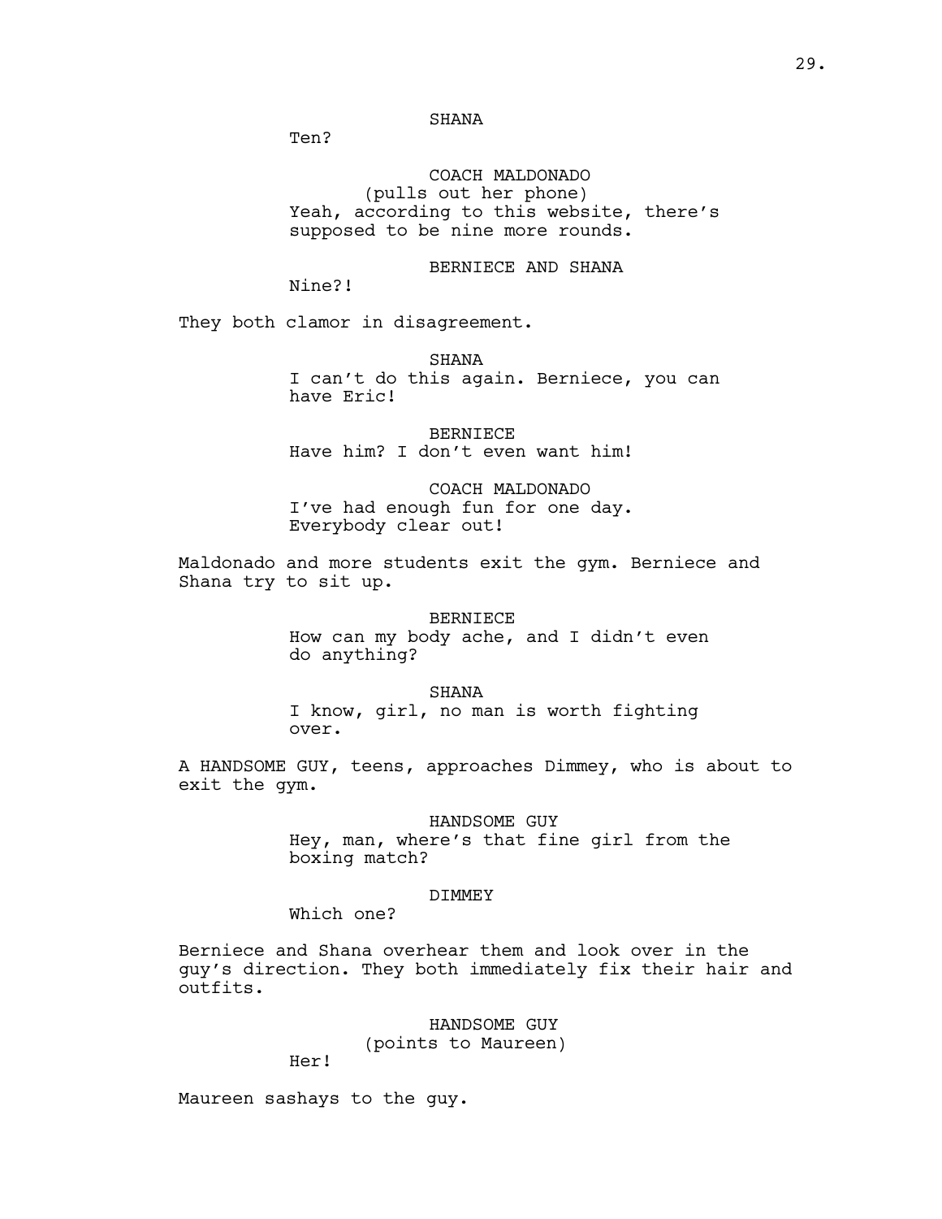SHANA

Ten?

COACH MALDONADO

(pulls out her phone)

Yeah, according to this website, there's supposed to be nine more rounds.

BERNIECE AND SHANA

Nine?!

They both clamor in disagreement.

SHANA

I can't do this again. Berniece, you can have Eric!

BERNIECE

Have him? I don't even want him!

COACH MALDONADO

I've had enough fun for one day. Everybody clear out!

Maldonado and more students exit the gym. Berniece and Shana try to sit up.

BERNIECE

How can my body ache, and I didn't even do anything?

SHANA

I know, girl, no man is worth fighting over.

A HANDSOME GUY, teens, approaches Dimmey, who is about to exit the gym.

HANDSOME GUY

Hey, man, where's that fine girl from the boxing match?

DIMMEY

Which one?

Berniece and Shana overhear them and look over in the guy's direction. They both immediately fix their hair and outfits.

HANDSOME GUY

(points to Maureen)

Her!

Maureen sashays to the guy.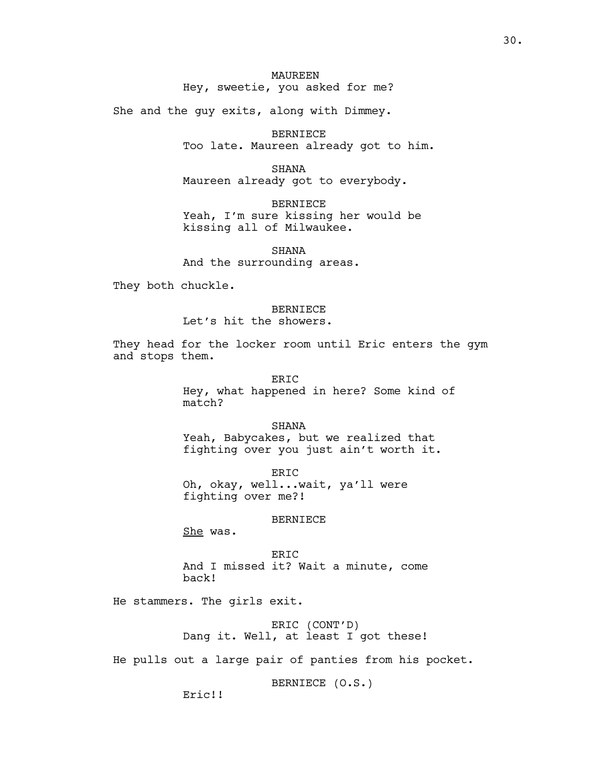MAUREEN
Hey, sweetie, you asked for me?

She and the guy exits, along with Dimmey.

BERNIECE
Too late. Maureen already got to him.

SHANA
Maureen already got to everybody.

BERNIECE
Yeah, I'm sure kissing her would be kissing all of Milwaukee.

SHANA
And the surrounding areas.

They both chuckle.

BERNIECE
Let's hit the showers.

They head for the locker room until Eric enters the gym and stops them.

ERIC
Hey, what happened in here? Some kind of match?

SHANA
Yeah, Babycakes, but we realized that fighting over you just ain't worth it.

ERIC
Oh, okay, well...wait, ya'll were fighting over me?!

BERNIECE
_She_ was.

ERIC
And I missed it? Wait a minute, come back!

He stammers. The girls exit.

ERIC (CONT'D)
Dang it. Well, at least I got these!

He pulls out a large pair of panties from his pocket.

BERNIECE (O.S.)
Eric!!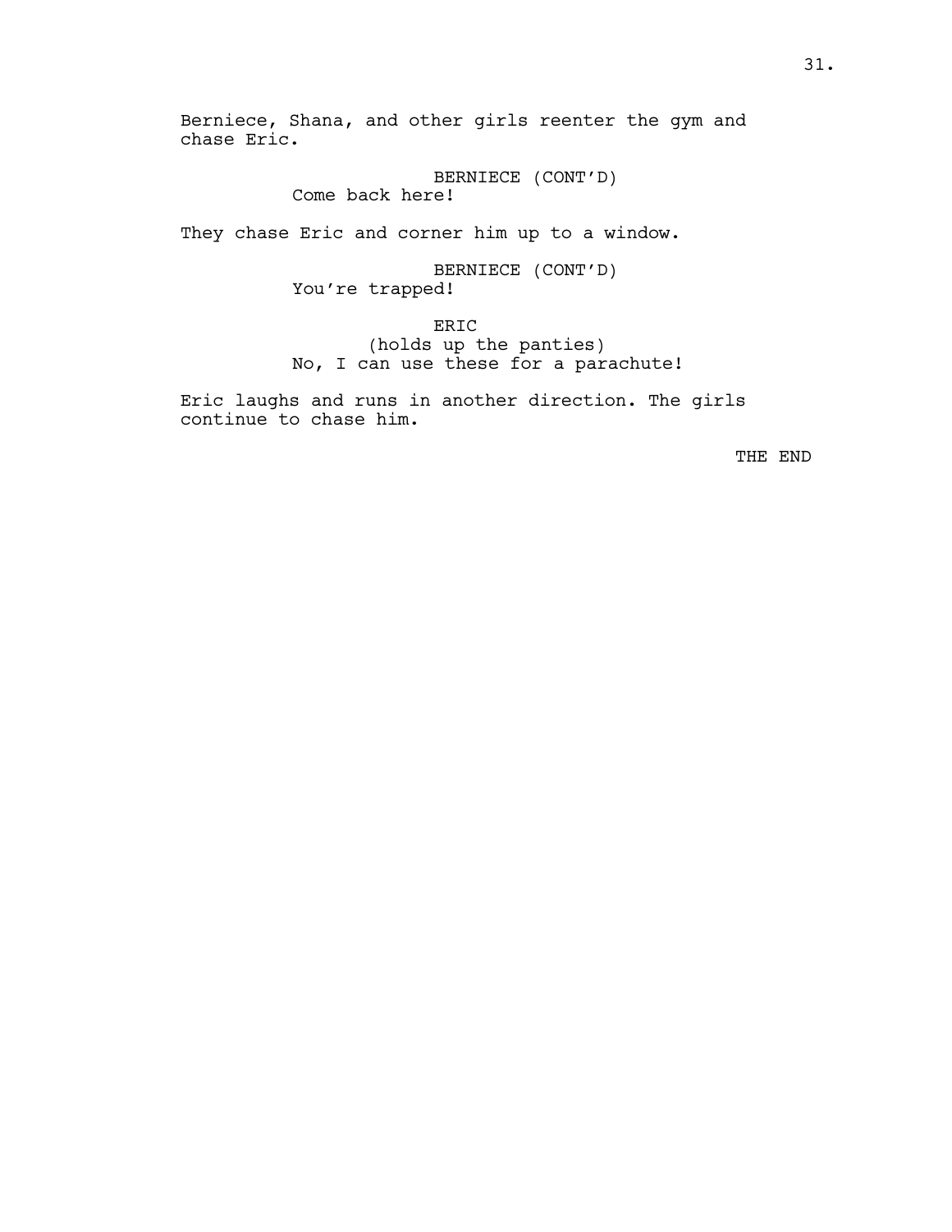Berniece, Shana, and other girls reenter the gym and chase Eric.

BERNIECE (CONT'D)
Come back here!

They chase Eric and corner him up to a window.

BERNIECE (CONT'D)
You're trapped!

ERIC
(holds up the panties)
No, I can use these for a parachute!

Eric laughs and runs in another direction. The girls continue to chase him.

THE END